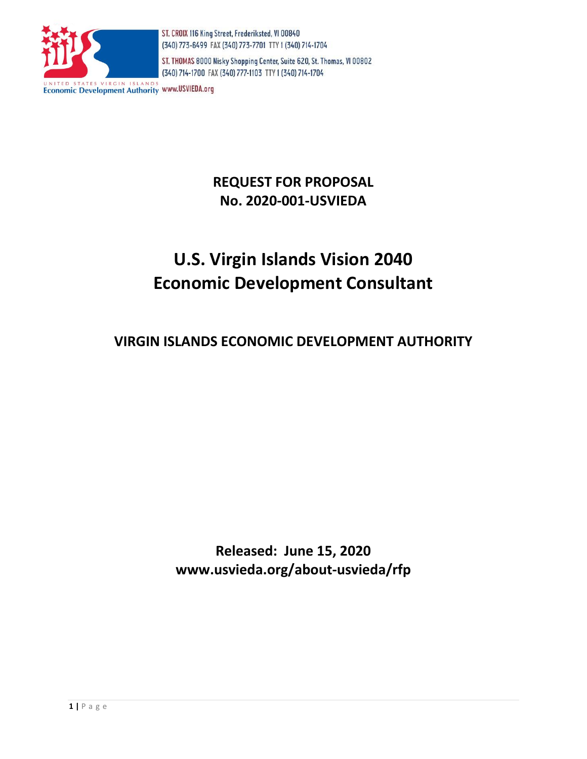ST. CROIX 116 King Street, Frederiksted, VI 00840
(340) 773-6499 FAX (340) 773-7701 TTY I (340) 714-1704

ST. THOMAS 8000 Nisky Shopping Center, Suite 620, St. Thomas, VI 00802
(340) 714-1700 FAX (340) 777-1103 TTY I (340) 714-1704

UNITED STATES VIRGIN ISLANDS
Economic Development Authority www.USVIEDA.org

**REQUEST FOR PROPOSAL**
**No. 2020-001-USVIEDA**

# U.S. Virgin Islands Vision 2040 Economic Development Consultant

## VIRGIN ISLANDS ECONOMIC DEVELOPMENT AUTHORITY

**Released: June 15, 2020**
**www.usvieda.org/about-usvieda/rfp**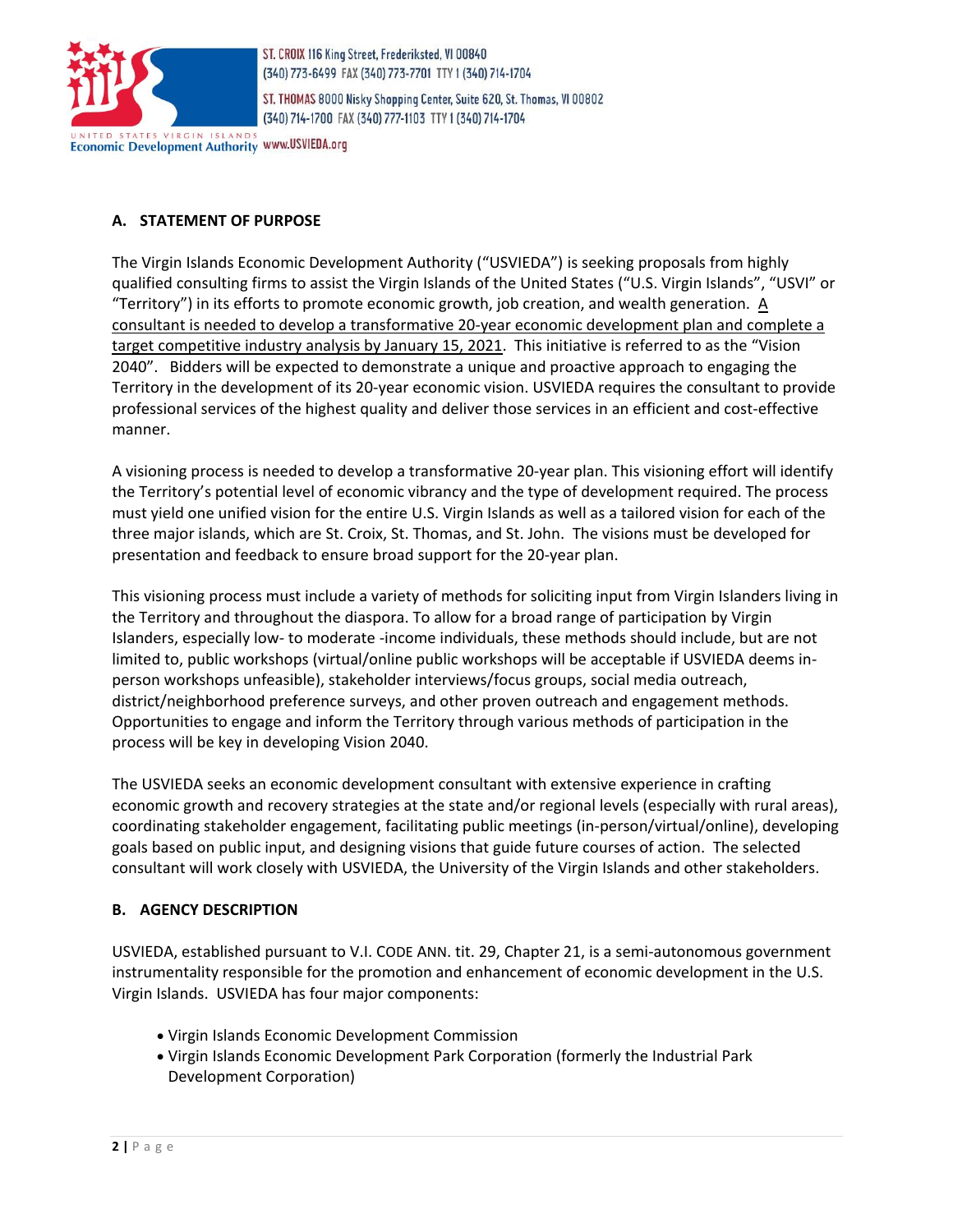## A. STATEMENT OF PURPOSE

The Virgin Islands Economic Development Authority ("USVIEDA") is seeking proposals from highly qualified consulting firms to assist the Virgin Islands of the United States ("U.S. Virgin Islands", "USVI" or "Territory") in its efforts to promote economic growth, job creation, and wealth generation. A consultant is needed to develop a transformative 20-year economic development plan and complete a target competitive industry analysis by January 15, 2021. This initiative is referred to as the "Vision 2040". Bidders will be expected to demonstrate a unique and proactive approach to engaging the Territory in the development of its 20-year economic vision. USVIEDA requires the consultant to provide professional services of the highest quality and deliver those services in an efficient and cost-effective manner.

A visioning process is needed to develop a transformative 20-year plan. This visioning effort will identify the Territory's potential level of economic vibrancy and the type of development required. The process must yield one unified vision for the entire U.S. Virgin Islands as well as a tailored vision for each of the three major islands, which are St. Croix, St. Thomas, and St. John. The visions must be developed for presentation and feedback to ensure broad support for the 20-year plan.

This visioning process must include a variety of methods for soliciting input from Virgin Islanders living in the Territory and throughout the diaspora. To allow for a broad range of participation by Virgin Islanders, especially low- to moderate -income individuals, these methods should include, but are not limited to, public workshops (virtual/online public workshops will be acceptable if USVIEDA deems in-person workshops unfeasible), stakeholder interviews/focus groups, social media outreach, district/neighborhood preference surveys, and other proven outreach and engagement methods. Opportunities to engage and inform the Territory through various methods of participation in the process will be key in developing Vision 2040.

The USVIEDA seeks an economic development consultant with extensive experience in crafting economic growth and recovery strategies at the state and/or regional levels (especially with rural areas), coordinating stakeholder engagement, facilitating public meetings (in-person/virtual/online), developing goals based on public input, and designing visions that guide future courses of action. The selected consultant will work closely with USVIEDA, the University of the Virgin Islands and other stakeholders.

## B. AGENCY DESCRIPTION

USVIEDA, established pursuant to V.I. CODE ANN. tit. 29, Chapter 21, is a semi-autonomous government instrumentality responsible for the promotion and enhancement of economic development in the U.S. Virgin Islands. USVIEDA has four major components:

- Virgin Islands Economic Development Commission
- Virgin Islands Economic Development Park Corporation (formerly the Industrial Park Development Corporation)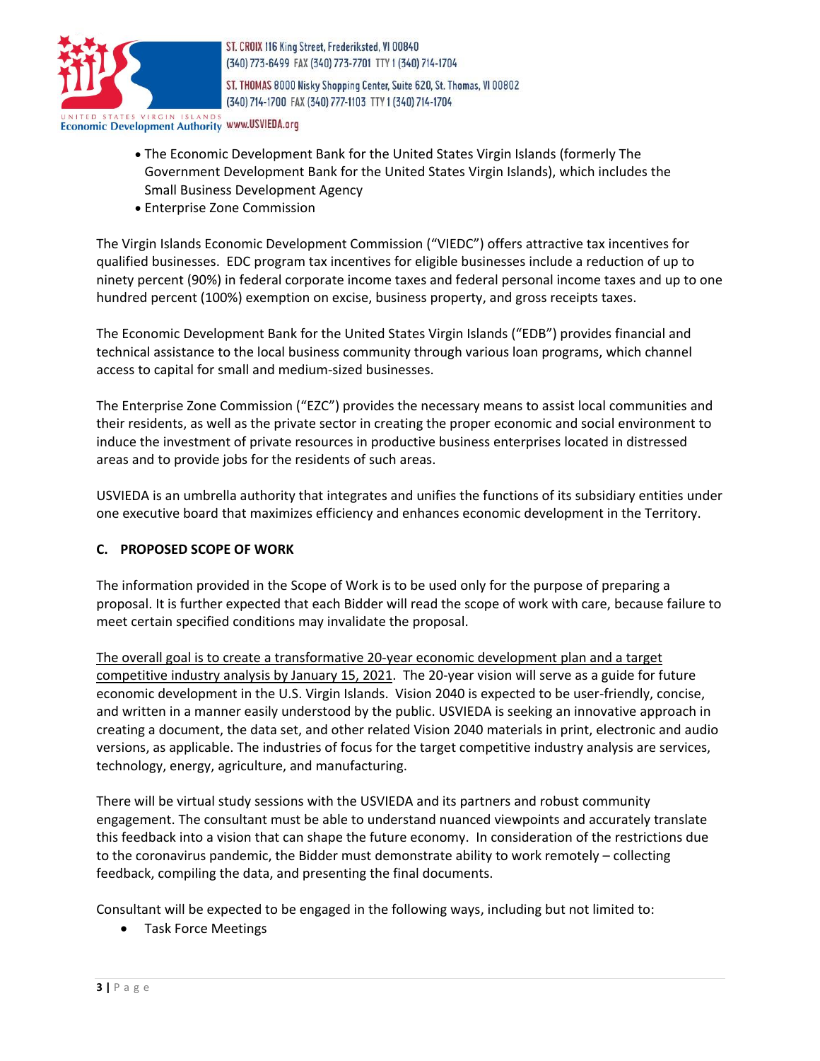- The Economic Development Bank for the United States Virgin Islands (formerly The Government Development Bank for the United States Virgin Islands), which includes the Small Business Development Agency
- Enterprise Zone Commission

The Virgin Islands Economic Development Commission ("VIEDC") offers attractive tax incentives for qualified businesses. EDC program tax incentives for eligible businesses include a reduction of up to ninety percent (90%) in federal corporate income taxes and federal personal income taxes and up to one hundred percent (100%) exemption on excise, business property, and gross receipts taxes.

The Economic Development Bank for the United States Virgin Islands ("EDB") provides financial and technical assistance to the local business community through various loan programs, which channel access to capital for small and medium-sized businesses.

The Enterprise Zone Commission ("EZC") provides the necessary means to assist local communities and their residents, as well as the private sector in creating the proper economic and social environment to induce the investment of private resources in productive business enterprises located in distressed areas and to provide jobs for the residents of such areas.

USVIEDA is an umbrella authority that integrates and unifies the functions of its subsidiary entities under one executive board that maximizes efficiency and enhances economic development in the Territory.

### C. PROPOSED SCOPE OF WORK

The information provided in the Scope of Work is to be used only for the purpose of preparing a proposal. It is further expected that each Bidder will read the scope of work with care, because failure to meet certain specified conditions may invalidate the proposal.

The overall goal is to create a transformative 20-year economic development plan and a target competitive industry analysis by January 15, 2021. The 20-year vision will serve as a guide for future economic development in the U.S. Virgin Islands. Vision 2040 is expected to be user-friendly, concise, and written in a manner easily understood by the public. USVIEDA is seeking an innovative approach in creating a document, the data set, and other related Vision 2040 materials in print, electronic and audio versions, as applicable. The industries of focus for the target competitive industry analysis are services, technology, energy, agriculture, and manufacturing.

There will be virtual study sessions with the USVIEDA and its partners and robust community engagement. The consultant must be able to understand nuanced viewpoints and accurately translate this feedback into a vision that can shape the future economy. In consideration of the restrictions due to the coronavirus pandemic, the Bidder must demonstrate ability to work remotely – collecting feedback, compiling the data, and presenting the final documents.

Consultant will be expected to be engaged in the following ways, including but not limited to:

- Task Force Meetings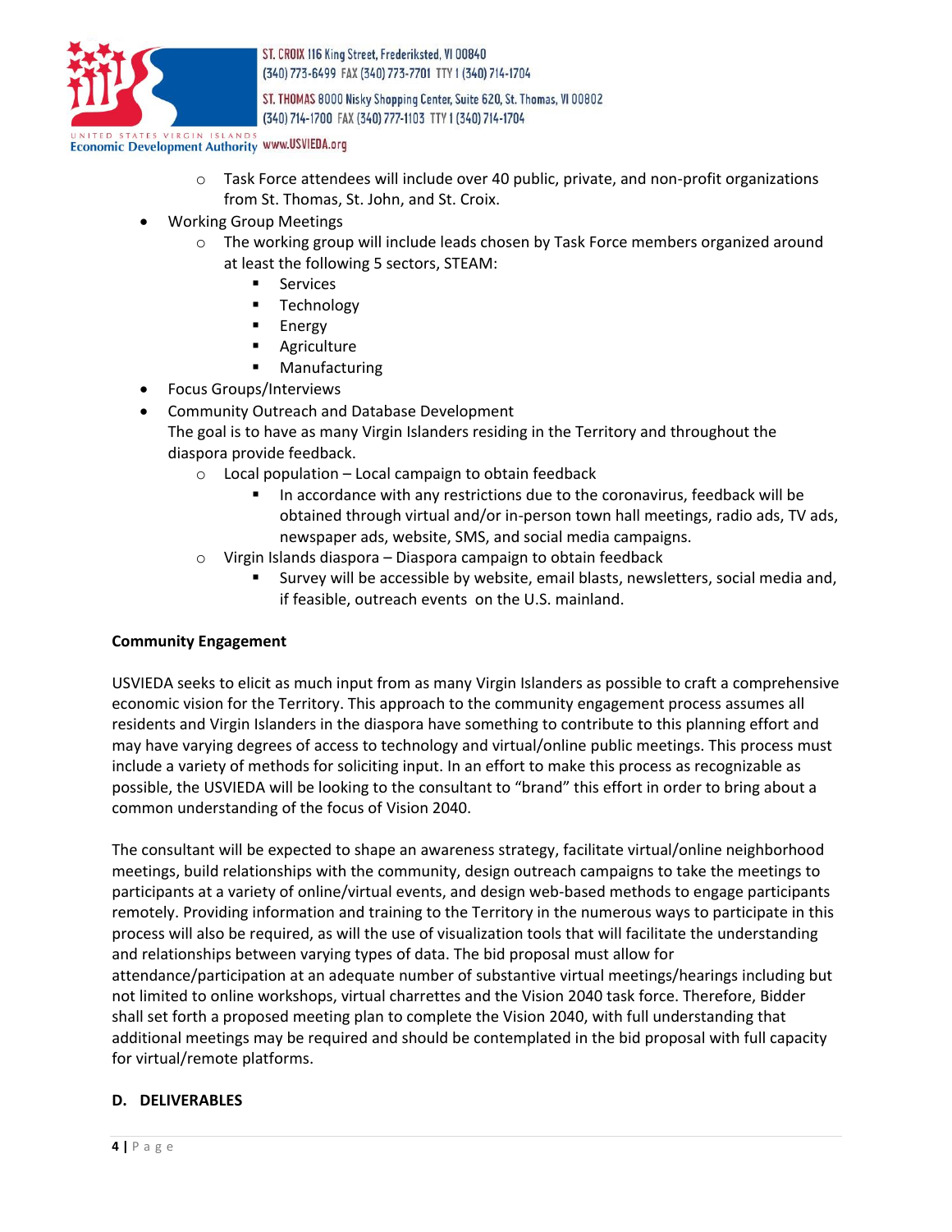- Task Force attendees will include over 40 public, private, and non-profit organizations from St. Thomas, St. John, and St. Croix.
- Working Group Meetings
    - The working group will include leads chosen by Task Force members organized around at least the following 5 sectors, STEAM:
        - Services
        - Technology
        - Energy
        - Agriculture
        - Manufacturing
- Focus Groups/Interviews
- Community Outreach and Database Development
  The goal is to have as many Virgin Islanders residing in the Territory and throughout the diaspora provide feedback.
    - Local population – Local campaign to obtain feedback
        - In accordance with any restrictions due to the coronavirus, feedback will be obtained through virtual and/or in-person town hall meetings, radio ads, TV ads, newspaper ads, website, SMS, and social media campaigns.
    - Virgin Islands diaspora – Diaspora campaign to obtain feedback
        - Survey will be accessible by website, email blasts, newsletters, social media and, if feasible, outreach events on the U.S. mainland.

**Community Engagement**

USVIEDA seeks to elicit as much input from as many Virgin Islanders as possible to craft a comprehensive economic vision for the Territory. This approach to the community engagement process assumes all residents and Virgin Islanders in the diaspora have something to contribute to this planning effort and may have varying degrees of access to technology and virtual/online public meetings. This process must include a variety of methods for soliciting input. In an effort to make this process as recognizable as possible, the USVIEDA will be looking to the consultant to "brand" this effort in order to bring about a common understanding of the focus of Vision 2040.

The consultant will be expected to shape an awareness strategy, facilitate virtual/online neighborhood meetings, build relationships with the community, design outreach campaigns to take the meetings to participants at a variety of online/virtual events, and design web-based methods to engage participants remotely. Providing information and training to the Territory in the numerous ways to participate in this process will also be required, as will the use of visualization tools that will facilitate the understanding and relationships between varying types of data. The bid proposal must allow for attendance/participation at an adequate number of substantive virtual meetings/hearings including but not limited to online workshops, virtual charrettes and the Vision 2040 task force. Therefore, Bidder shall set forth a proposed meeting plan to complete the Vision 2040, with full understanding that additional meetings may be required and should be contemplated in the bid proposal with full capacity for virtual/remote platforms.

## D. DELIVERABLES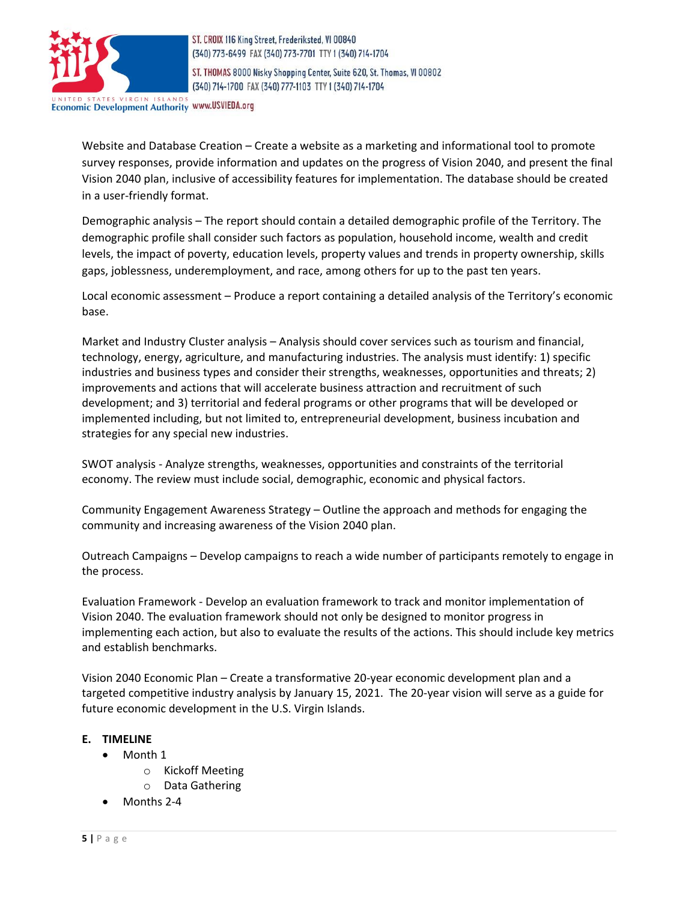Website and Database Creation – Create a website as a marketing and informational tool to promote survey responses, provide information and updates on the progress of Vision 2040, and present the final Vision 2040 plan, inclusive of accessibility features for implementation. The database should be created in a user-friendly format.

Demographic analysis – The report should contain a detailed demographic profile of the Territory. The demographic profile shall consider such factors as population, household income, wealth and credit levels, the impact of poverty, education levels, property values and trends in property ownership, skills gaps, joblessness, underemployment, and race, among others for up to the past ten years.

Local economic assessment – Produce a report containing a detailed analysis of the Territory's economic base.

Market and Industry Cluster analysis – Analysis should cover services such as tourism and financial, technology, energy, agriculture, and manufacturing industries. The analysis must identify: 1) specific industries and business types and consider their strengths, weaknesses, opportunities and threats; 2) improvements and actions that will accelerate business attraction and recruitment of such development; and 3) territorial and federal programs or other programs that will be developed or implemented including, but not limited to, entrepreneurial development, business incubation and strategies for any special new industries.

SWOT analysis - Analyze strengths, weaknesses, opportunities and constraints of the territorial economy. The review must include social, demographic, economic and physical factors.

Community Engagement Awareness Strategy – Outline the approach and methods for engaging the community and increasing awareness of the Vision 2040 plan.

Outreach Campaigns – Develop campaigns to reach a wide number of participants remotely to engage in the process.

Evaluation Framework - Develop an evaluation framework to track and monitor implementation of Vision 2040. The evaluation framework should not only be designed to monitor progress in implementing each action, but also to evaluate the results of the actions. This should include key metrics and establish benchmarks.

Vision 2040 Economic Plan – Create a transformative 20-year economic development plan and a targeted competitive industry analysis by January 15, 2021. The 20-year vision will serve as a guide for future economic development in the U.S. Virgin Islands.

## E. TIMELINE

- Month 1
  - Kickoff Meeting
  - Data Gathering
- Months 2-4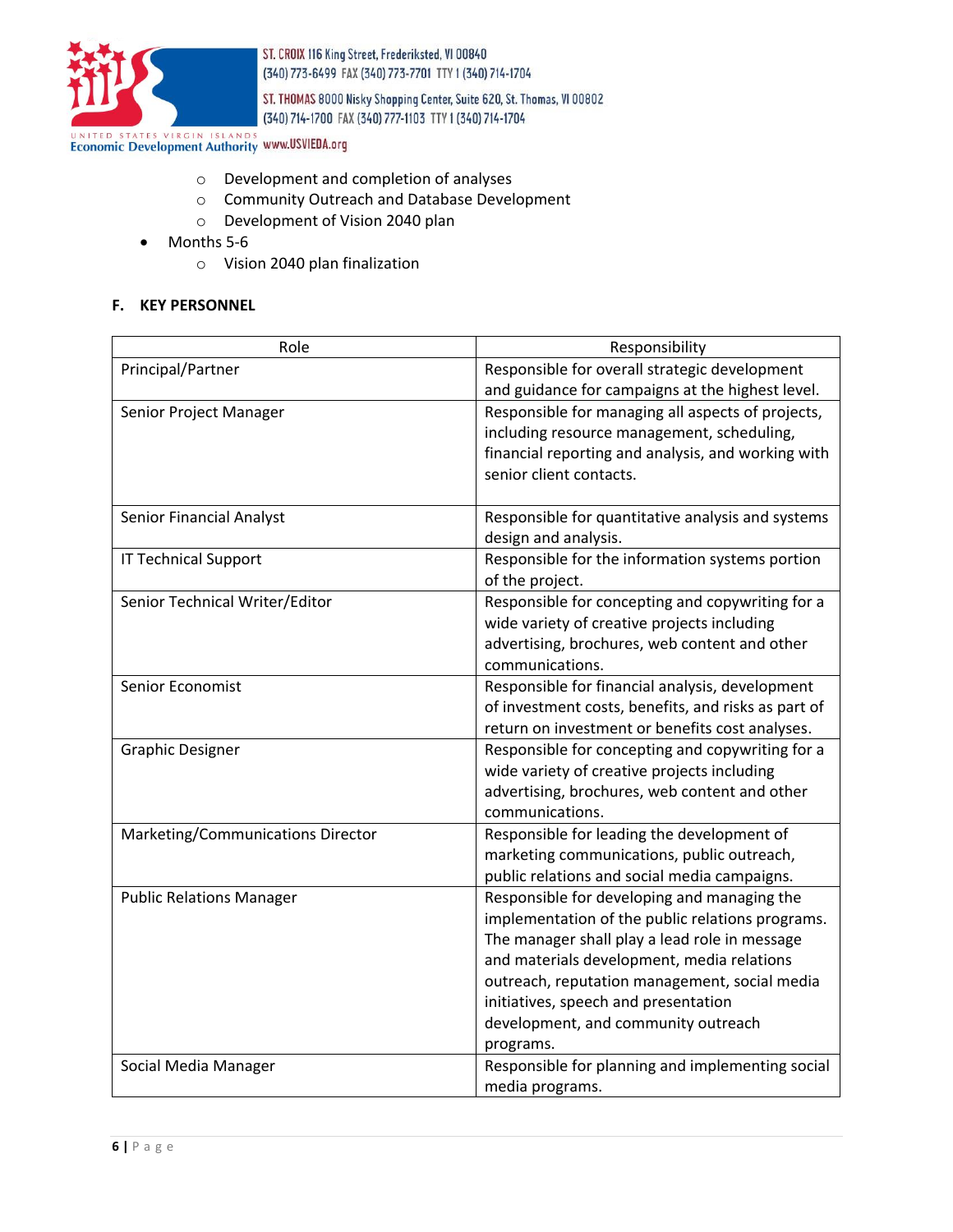- Development and completion of analyses
  - Community Outreach and Database Development
  - Development of Vision 2040 plan
- Months 5-6
  - Vision 2040 plan finalization

### F. KEY PERSONNEL

| Role | Responsibility |
|---|---|
| Principal/Partner | Responsible for overall strategic development and guidance for campaigns at the highest level. |
| Senior Project Manager | Responsible for managing all aspects of projects, including resource management, scheduling, financial reporting and analysis, and working with senior client contacts. |
| Senior Financial Analyst | Responsible for quantitative analysis and systems design and analysis. |
| IT Technical Support | Responsible for the information systems portion of the project. |
| Senior Technical Writer/Editor | Responsible for concepting and copywriting for a wide variety of creative projects including advertising, brochures, web content and other communications. |
| Senior Economist | Responsible for financial analysis, development of investment costs, benefits, and risks as part of return on investment or benefits cost analyses. |
| Graphic Designer | Responsible for concepting and copywriting for a wide variety of creative projects including advertising, brochures, web content and other communications. |
| Marketing/Communications Director | Responsible for leading the development of marketing communications, public outreach, public relations and social media campaigns. |
| Public Relations Manager | Responsible for developing and managing the implementation of the public relations programs. The manager shall play a lead role in message and materials development, media relations outreach, reputation management, social media initiatives, speech and presentation development, and community outreach programs. |
| Social Media Manager | Responsible for planning and implementing social media programs. |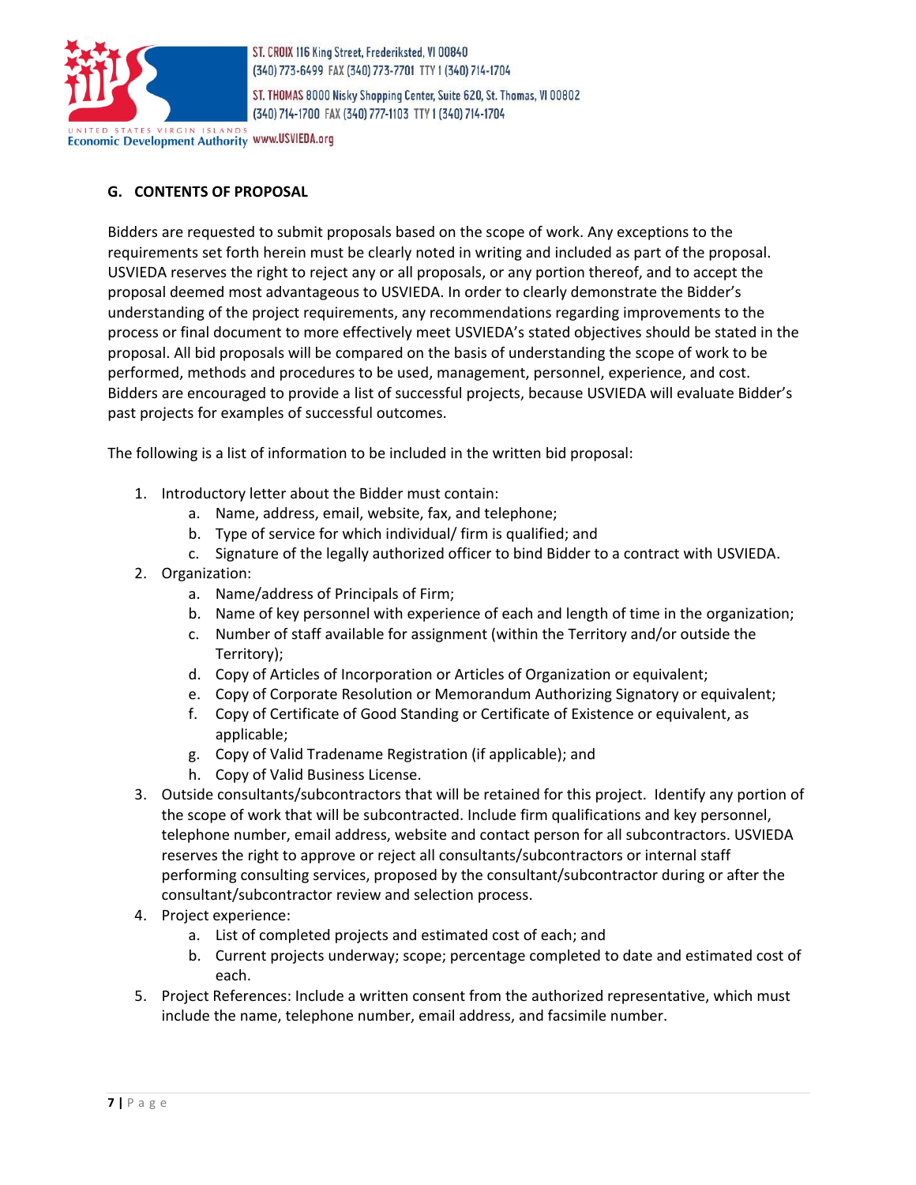### G. CONTENTS OF PROPOSAL

Bidders are requested to submit proposals based on the scope of work. Any exceptions to the requirements set forth herein must be clearly noted in writing and included as part of the proposal. USVIEDA reserves the right to reject any or all proposals, or any portion thereof, and to accept the proposal deemed most advantageous to USVIEDA. In order to clearly demonstrate the Bidder's understanding of the project requirements, any recommendations regarding improvements to the process or final document to more effectively meet USVIEDA's stated objectives should be stated in the proposal. All bid proposals will be compared on the basis of understanding the scope of work to be performed, methods and procedures to be used, management, personnel, experience, and cost. Bidders are encouraged to provide a list of successful projects, because USVIEDA will evaluate Bidder's past projects for examples of successful outcomes.

The following is a list of information to be included in the written bid proposal:

1. Introductory letter about the Bidder must contain:
   a. Name, address, email, website, fax, and telephone;
   b. Type of service for which individual/ firm is qualified; and
   c. Signature of the legally authorized officer to bind Bidder to a contract with USVIEDA.
2. Organization:
   a. Name/address of Principals of Firm;
   b. Name of key personnel with experience of each and length of time in the organization;
   c. Number of staff available for assignment (within the Territory and/or outside the Territory);
   d. Copy of Articles of Incorporation or Articles of Organization or equivalent;
   e. Copy of Corporate Resolution or Memorandum Authorizing Signatory or equivalent;
   f. Copy of Certificate of Good Standing or Certificate of Existence or equivalent, as applicable;
   g. Copy of Valid Tradename Registration (if applicable); and
   h. Copy of Valid Business License.
3. Outside consultants/subcontractors that will be retained for this project. Identify any portion of the scope of work that will be subcontracted. Include firm qualifications and key personnel, telephone number, email address, website and contact person for all subcontractors. USVIEDA reserves the right to approve or reject all consultants/subcontractors or internal staff performing consulting services, proposed by the consultant/subcontractor during or after the consultant/subcontractor review and selection process.
4. Project experience:
   a. List of completed projects and estimated cost of each; and
   b. Current projects underway; scope; percentage completed to date and estimated cost of each.
5. Project References: Include a written consent from the authorized representative, which must include the name, telephone number, email address, and facsimile number.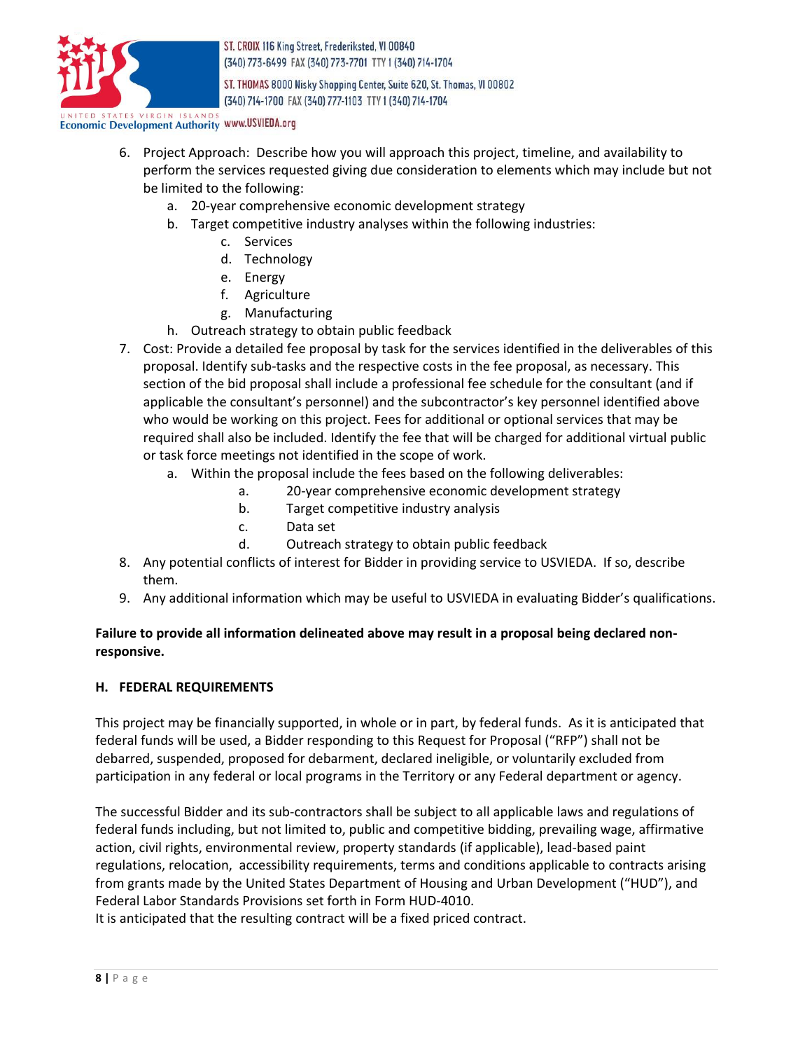6. Project Approach: Describe how you will approach this project, timeline, and availability to perform the services requested giving due consideration to elements which may include but not be limited to the following:
   a. 20-year comprehensive economic development strategy
   b. Target competitive industry analyses within the following industries:
      c. Services
      d. Technology
      e. Energy
      f. Agriculture
      g. Manufacturing
   h. Outreach strategy to obtain public feedback
7. Cost: Provide a detailed fee proposal by task for the services identified in the deliverables of this proposal. Identify sub-tasks and the respective costs in the fee proposal, as necessary. This section of the bid proposal shall include a professional fee schedule for the consultant (and if applicable the consultant's personnel) and the subcontractor's key personnel identified above who would be working on this project. Fees for additional or optional services that may be required shall also be included. Identify the fee that will be charged for additional virtual public or task force meetings not identified in the scope of work.
   a. Within the proposal include the fees based on the following deliverables:
      a. 20-year comprehensive economic development strategy
      b. Target competitive industry analysis
      c. Data set
      d. Outreach strategy to obtain public feedback
8. Any potential conflicts of interest for Bidder in providing service to USVIEDA. If so, describe them.
9. Any additional information which may be useful to USVIEDA in evaluating Bidder's qualifications.

**Failure to provide all information delineated above may result in a proposal being declared non-responsive.**

## H. FEDERAL REQUIREMENTS

This project may be financially supported, in whole or in part, by federal funds. As it is anticipated that federal funds will be used, a Bidder responding to this Request for Proposal ("RFP") shall not be debarred, suspended, proposed for debarment, declared ineligible, or voluntarily excluded from participation in any federal or local programs in the Territory or any Federal department or agency.

The successful Bidder and its sub-contractors shall be subject to all applicable laws and regulations of federal funds including, but not limited to, public and competitive bidding, prevailing wage, affirmative action, civil rights, environmental review, property standards (if applicable), lead-based paint regulations, relocation, accessibility requirements, terms and conditions applicable to contracts arising from grants made by the United States Department of Housing and Urban Development ("HUD"), and Federal Labor Standards Provisions set forth in Form HUD-4010.
It is anticipated that the resulting contract will be a fixed priced contract.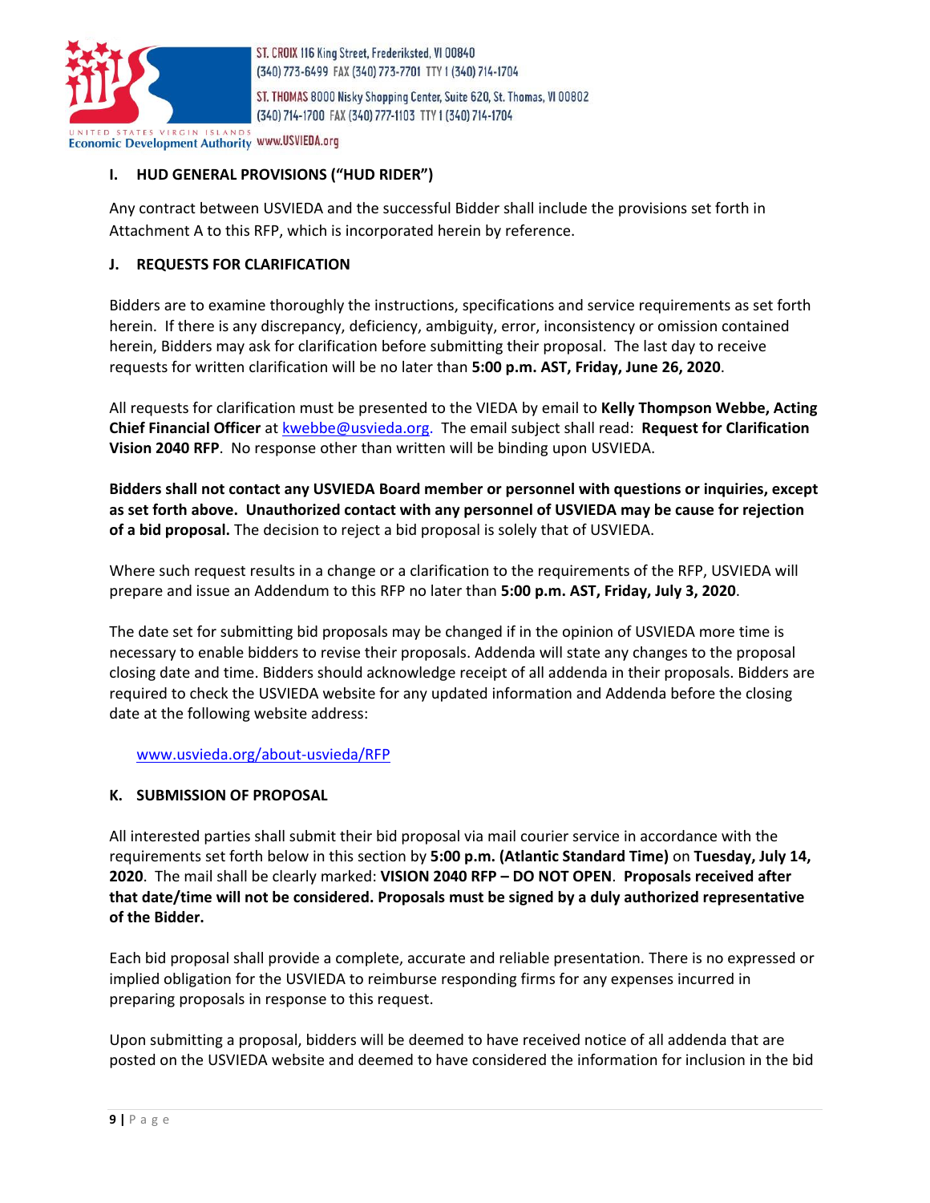### I. HUD GENERAL PROVISIONS ("HUD RIDER")

Any contract between USVIEDA and the successful Bidder shall include the provisions set forth in Attachment A to this RFP, which is incorporated herein by reference.

### J. REQUESTS FOR CLARIFICATION

Bidders are to examine thoroughly the instructions, specifications and service requirements as set forth herein. If there is any discrepancy, deficiency, ambiguity, error, inconsistency or omission contained herein, Bidders may ask for clarification before submitting their proposal. The last day to receive requests for written clarification will be no later than **5:00 p.m. AST, Friday, June 26, 2020**.

All requests for clarification must be presented to the VIEDA by email to **Kelly Thompson Webbe, Acting Chief Financial Officer** at kwebbe@usvieda.org. The email subject shall read: **Request for Clarification Vision 2040 RFP**. No response other than written will be binding upon USVIEDA.

**Bidders shall not contact any USVIEDA Board member or personnel with questions or inquiries, except as set forth above. Unauthorized contact with any personnel of USVIEDA may be cause for rejection of a bid proposal.** The decision to reject a bid proposal is solely that of USVIEDA.

Where such request results in a change or a clarification to the requirements of the RFP, USVIEDA will prepare and issue an Addendum to this RFP no later than **5:00 p.m. AST, Friday, July 3, 2020**.

The date set for submitting bid proposals may be changed if in the opinion of USVIEDA more time is necessary to enable bidders to revise their proposals. Addenda will state any changes to the proposal closing date and time. Bidders should acknowledge receipt of all addenda in their proposals. Bidders are required to check the USVIEDA website for any updated information and Addenda before the closing date at the following website address:

www.usvieda.org/about-usvieda/RFP

### K. SUBMISSION OF PROPOSAL

All interested parties shall submit their bid proposal via mail courier service in accordance with the requirements set forth below in this section by **5:00 p.m. (Atlantic Standard Time)** on **Tuesday, July 14, 2020**. The mail shall be clearly marked: **VISION 2040 RFP – DO NOT OPEN**. **Proposals received after that date/time will not be considered. Proposals must be signed by a duly authorized representative of the Bidder.**

Each bid proposal shall provide a complete, accurate and reliable presentation. There is no expressed or implied obligation for the USVIEDA to reimburse responding firms for any expenses incurred in preparing proposals in response to this request.

Upon submitting a proposal, bidders will be deemed to have received notice of all addenda that are posted on the USVIEDA website and deemed to have considered the information for inclusion in the bid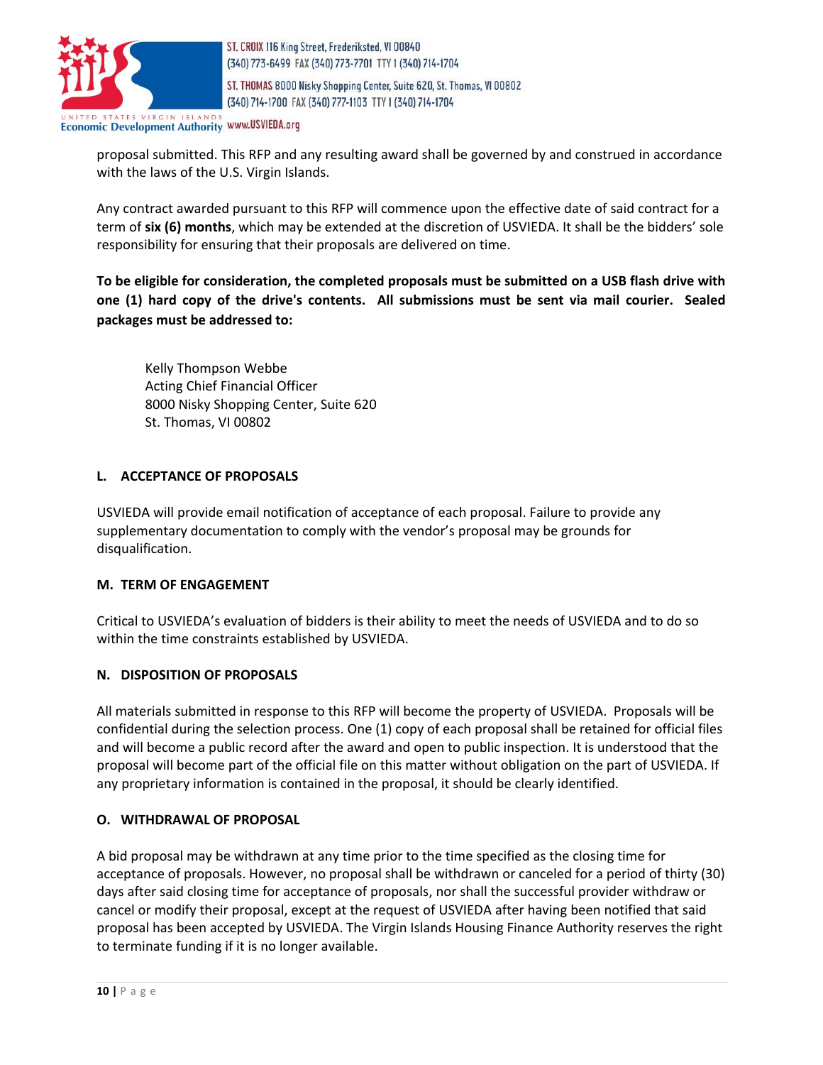proposal submitted. This RFP and any resulting award shall be governed by and construed in accordance with the laws of the U.S. Virgin Islands.

Any contract awarded pursuant to this RFP will commence upon the effective date of said contract for a term of **six (6) months**, which may be extended at the discretion of USVIEDA. It shall be the bidders' sole responsibility for ensuring that their proposals are delivered on time.

**To be eligible for consideration, the completed proposals must be submitted on a USB flash drive with one (1) hard copy of the drive's contents. All submissions must be sent via mail courier. Sealed packages must be addressed to:**

Kelly Thompson Webbe
Acting Chief Financial Officer
8000 Nisky Shopping Center, Suite 620
St. Thomas, VI 00802

### L. ACCEPTANCE OF PROPOSALS

USVIEDA will provide email notification of acceptance of each proposal. Failure to provide any supplementary documentation to comply with the vendor's proposal may be grounds for disqualification.

### M. TERM OF ENGAGEMENT

Critical to USVIEDA's evaluation of bidders is their ability to meet the needs of USVIEDA and to do so within the time constraints established by USVIEDA.

### N. DISPOSITION OF PROPOSALS

All materials submitted in response to this RFP will become the property of USVIEDA. Proposals will be confidential during the selection process. One (1) copy of each proposal shall be retained for official files and will become a public record after the award and open to public inspection. It is understood that the proposal will become part of the official file on this matter without obligation on the part of USVIEDA. If any proprietary information is contained in the proposal, it should be clearly identified.

### O. WITHDRAWAL OF PROPOSAL

A bid proposal may be withdrawn at any time prior to the time specified as the closing time for acceptance of proposals. However, no proposal shall be withdrawn or canceled for a period of thirty (30) days after said closing time for acceptance of proposals, nor shall the successful provider withdraw or cancel or modify their proposal, except at the request of USVIEDA after having been notified that said proposal has been accepted by USVIEDA. The Virgin Islands Housing Finance Authority reserves the right to terminate funding if it is no longer available.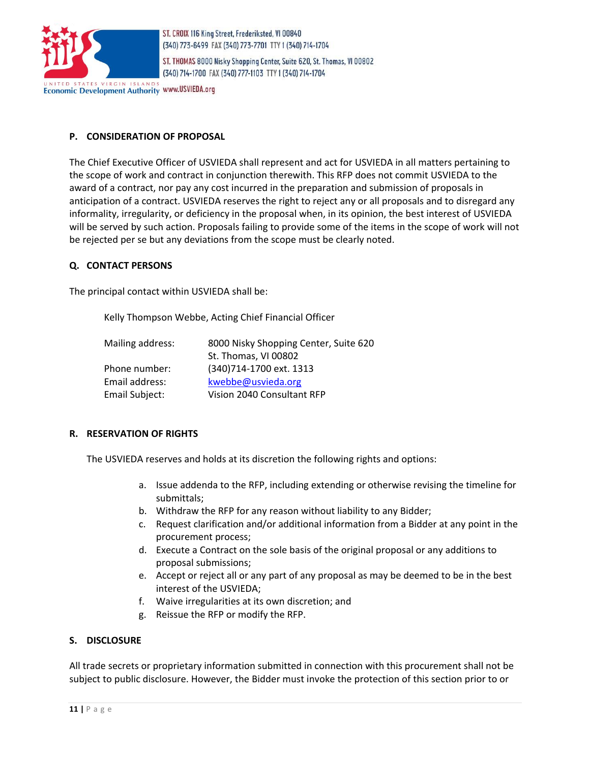## P. CONSIDERATION OF PROPOSAL

The Chief Executive Officer of USVIEDA shall represent and act for USVIEDA in all matters pertaining to the scope of work and contract in conjunction therewith. This RFP does not commit USVIEDA to the award of a contract, nor pay any cost incurred in the preparation and submission of proposals in anticipation of a contract. USVIEDA reserves the right to reject any or all proposals and to disregard any informality, irregularity, or deficiency in the proposal when, in its opinion, the best interest of USVIEDA will be served by such action. Proposals failing to provide some of the items in the scope of work will not be rejected per se but any deviations from the scope must be clearly noted.

## Q. CONTACT PERSONS

The principal contact within USVIEDA shall be:

Kelly Thompson Webbe, Acting Chief Financial Officer

| | |
|---|---|
| Mailing address: | 8000 Nisky Shopping Center, Suite 620<br>St. Thomas, VI 00802 |
| Phone number: | (340)714-1700 ext. 1313 |
| Email address: | kwebbe@usvieda.org |
| Email Subject: | Vision 2040 Consultant RFP |

## R. RESERVATION OF RIGHTS

The USVIEDA reserves and holds at its discretion the following rights and options:

a. Issue addenda to the RFP, including extending or otherwise revising the timeline for submittals;
b. Withdraw the RFP for any reason without liability to any Bidder;
c. Request clarification and/or additional information from a Bidder at any point in the procurement process;
d. Execute a Contract on the sole basis of the original proposal or any additions to proposal submissions;
e. Accept or reject all or any part of any proposal as may be deemed to be in the best interest of the USVIEDA;
f. Waive irregularities at its own discretion; and
g. Reissue the RFP or modify the RFP.

## S. DISCLOSURE

All trade secrets or proprietary information submitted in connection with this procurement shall not be subject to public disclosure. However, the Bidder must invoke the protection of this section prior to or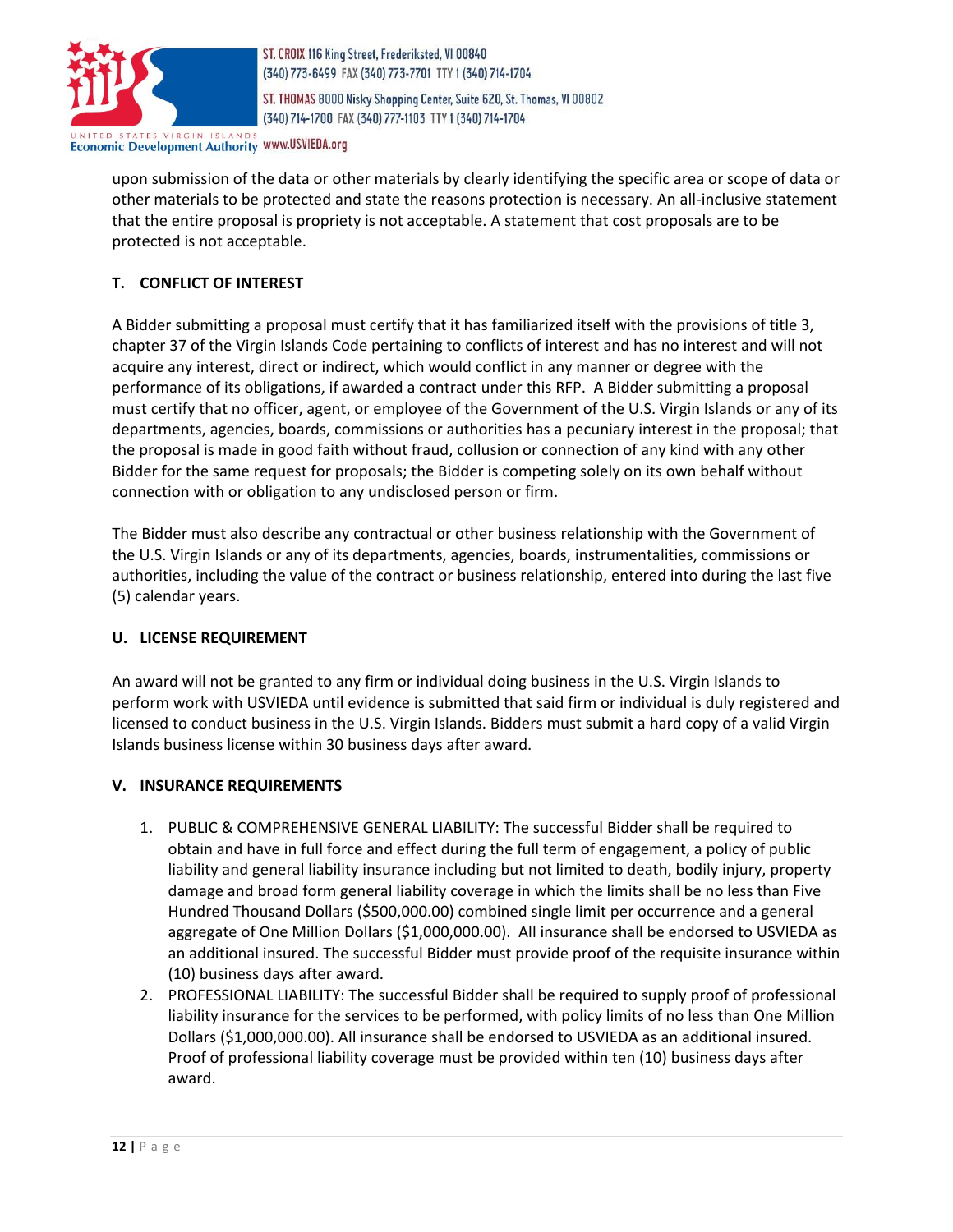upon submission of the data or other materials by clearly identifying the specific area or scope of data or other materials to be protected and state the reasons protection is necessary. An all-inclusive statement that the entire proposal is propriety is not acceptable. A statement that cost proposals are to be protected is not acceptable.

### T. CONFLICT OF INTEREST

A Bidder submitting a proposal must certify that it has familiarized itself with the provisions of title 3, chapter 37 of the Virgin Islands Code pertaining to conflicts of interest and has no interest and will not acquire any interest, direct or indirect, which would conflict in any manner or degree with the performance of its obligations, if awarded a contract under this RFP. A Bidder submitting a proposal must certify that no officer, agent, or employee of the Government of the U.S. Virgin Islands or any of its departments, agencies, boards, commissions or authorities has a pecuniary interest in the proposal; that the proposal is made in good faith without fraud, collusion or connection of any kind with any other Bidder for the same request for proposals; the Bidder is competing solely on its own behalf without connection with or obligation to any undisclosed person or firm.

The Bidder must also describe any contractual or other business relationship with the Government of the U.S. Virgin Islands or any of its departments, agencies, boards, instrumentalities, commissions or authorities, including the value of the contract or business relationship, entered into during the last five (5) calendar years.

### U. LICENSE REQUIREMENT

An award will not be granted to any firm or individual doing business in the U.S. Virgin Islands to perform work with USVIEDA until evidence is submitted that said firm or individual is duly registered and licensed to conduct business in the U.S. Virgin Islands. Bidders must submit a hard copy of a valid Virgin Islands business license within 30 business days after award.

### V. INSURANCE REQUIREMENTS

1. PUBLIC & COMPREHENSIVE GENERAL LIABILITY: The successful Bidder shall be required to obtain and have in full force and effect during the full term of engagement, a policy of public liability and general liability insurance including but not limited to death, bodily injury, property damage and broad form general liability coverage in which the limits shall be no less than Five Hundred Thousand Dollars ($500,000.00) combined single limit per occurrence and a general aggregate of One Million Dollars ($1,000,000.00). All insurance shall be endorsed to USVIEDA as an additional insured. The successful Bidder must provide proof of the requisite insurance within (10) business days after award.
2. PROFESSIONAL LIABILITY: The successful Bidder shall be required to supply proof of professional liability insurance for the services to be performed, with policy limits of no less than One Million Dollars ($1,000,000.00). All insurance shall be endorsed to USVIEDA as an additional insured. Proof of professional liability coverage must be provided within ten (10) business days after award.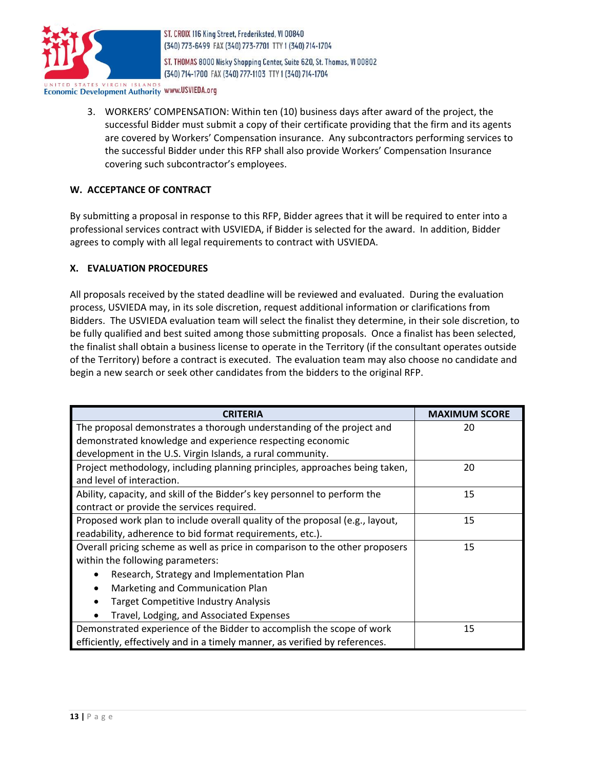3. WORKERS' COMPENSATION: Within ten (10) business days after award of the project, the successful Bidder must submit a copy of their certificate providing that the firm and its agents are covered by Workers' Compensation insurance. Any subcontractors performing services to the successful Bidder under this RFP shall also provide Workers' Compensation Insurance covering such subcontractor's employees.

### W. ACCEPTANCE OF CONTRACT

By submitting a proposal in response to this RFP, Bidder agrees that it will be required to enter into a professional services contract with USVIEDA, if Bidder is selected for the award. In addition, Bidder agrees to comply with all legal requirements to contract with USVIEDA.

### X. EVALUATION PROCEDURES

All proposals received by the stated deadline will be reviewed and evaluated. During the evaluation process, USVIEDA may, in its sole discretion, request additional information or clarifications from Bidders. The USVIEDA evaluation team will select the finalist they determine, in their sole discretion, to be fully qualified and best suited among those submitting proposals. Once a finalist has been selected, the finalist shall obtain a business license to operate in the Territory (if the consultant operates outside of the Territory) before a contract is executed. The evaluation team may also choose no candidate and begin a new search or seek other candidates from the bidders to the original RFP.

| CRITERIA | MAXIMUM SCORE |
|---|---|
| The proposal demonstrates a thorough understanding of the project and demonstrated knowledge and experience respecting economic development in the U.S. Virgin Islands, a rural community. | 20 |
| Project methodology, including planning principles, approaches being taken, and level of interaction. | 20 |
| Ability, capacity, and skill of the Bidder's key personnel to perform the contract or provide the services required. | 15 |
| Proposed work plan to include overall quality of the proposal (e.g., layout, readability, adherence to bid format requirements, etc.). | 15 |
| Overall pricing scheme as well as price in comparison to the other proposers within the following parameters: • Research, Strategy and Implementation Plan • Marketing and Communication Plan • Target Competitive Industry Analysis • Travel, Lodging, and Associated Expenses | 15 |
| Demonstrated experience of the Bidder to accomplish the scope of work efficiently, effectively and in a timely manner, as verified by references. | 15 |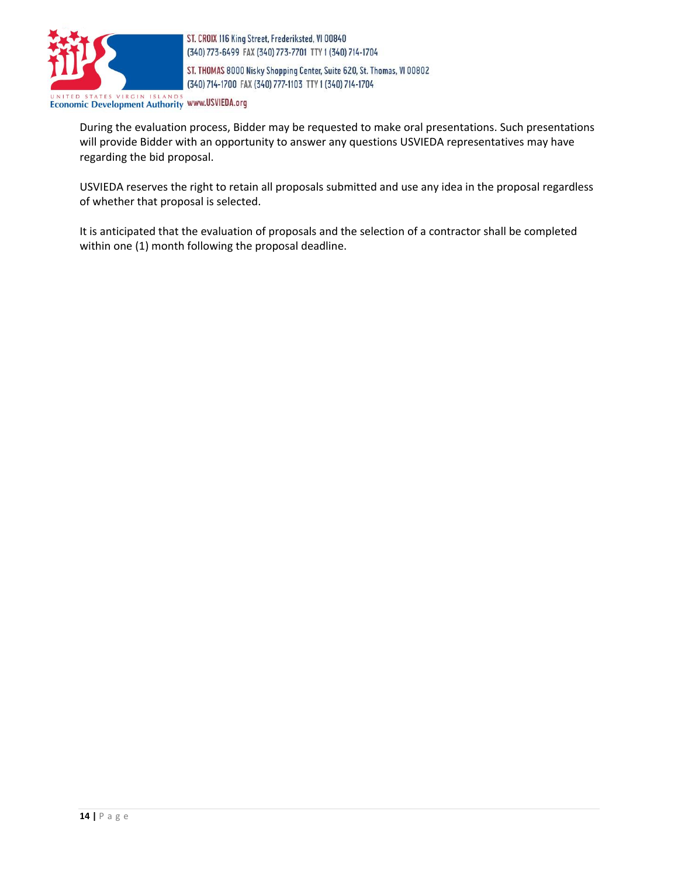During the evaluation process, Bidder may be requested to make oral presentations. Such presentations will provide Bidder with an opportunity to answer any questions USVIEDA representatives may have regarding the bid proposal.

USVIEDA reserves the right to retain all proposals submitted and use any idea in the proposal regardless of whether that proposal is selected.

It is anticipated that the evaluation of proposals and the selection of a contractor shall be completed within one (1) month following the proposal deadline.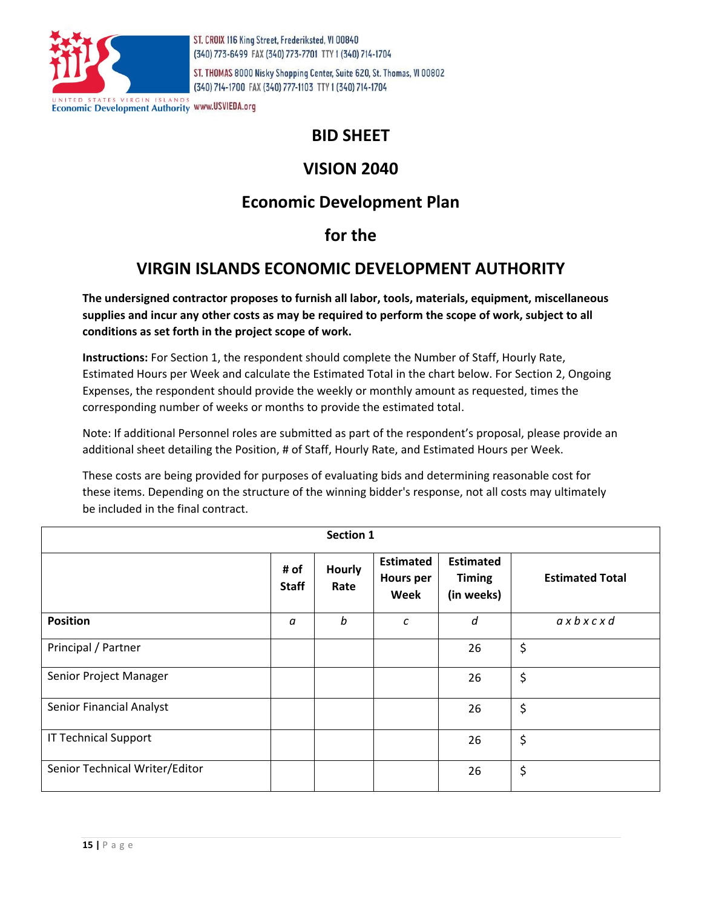ST. CROIX 116 King Street, Frederiksted, VI 00840
(340) 773-6499 FAX (340) 773-7701 TTY I (340) 714-1704

ST. THOMAS 8000 Nisky Shopping Center, Suite 620, St. Thomas, VI 00802
(340) 714-1700 FAX (340) 777-1103 TTY I (340) 714-1704

UNITED STATES VIRGIN ISLANDS
Economic Development Authority www.USVIEDA.org

# BID SHEET

# VISION 2040

# Economic Development Plan

# for the

# VIRGIN ISLANDS ECONOMIC DEVELOPMENT AUTHORITY

**The undersigned contractor proposes to furnish all labor, tools, materials, equipment, miscellaneous supplies and incur any other costs as may be required to perform the scope of work, subject to all conditions as set forth in the project scope of work.**

**Instructions:** For Section 1, the respondent should complete the Number of Staff, Hourly Rate, Estimated Hours per Week and calculate the Estimated Total in the chart below. For Section 2, Ongoing Expenses, the respondent should provide the weekly or monthly amount as requested, times the corresponding number of weeks or months to provide the estimated total.

Note: If additional Personnel roles are submitted as part of the respondent's proposal, please provide an additional sheet detailing the Position, # of Staff, Hourly Rate, and Estimated Hours per Week.

These costs are being provided for purposes of evaluating bids and determining reasonable cost for these items. Depending on the structure of the winning bidder's response, not all costs may ultimately be included in the final contract.

| **Section 1** | | | | | |
|---|---|---|---|---|---|
| | **# of Staff** | **Hourly Rate** | **Estimated Hours per Week** | **Estimated Timing (in weeks)** | **Estimated Total** |
| **Position** | *a* | *b* | *c* | *d* | *a x b x c x d* |
| Principal / Partner | | | | 26 | $ |
| Senior Project Manager | | | | 26 | $ |
| Senior Financial Analyst | | | | 26 | $ |
| IT Technical Support | | | | 26 | $ |
| Senior Technical Writer/Editor | | | | 26 | $ |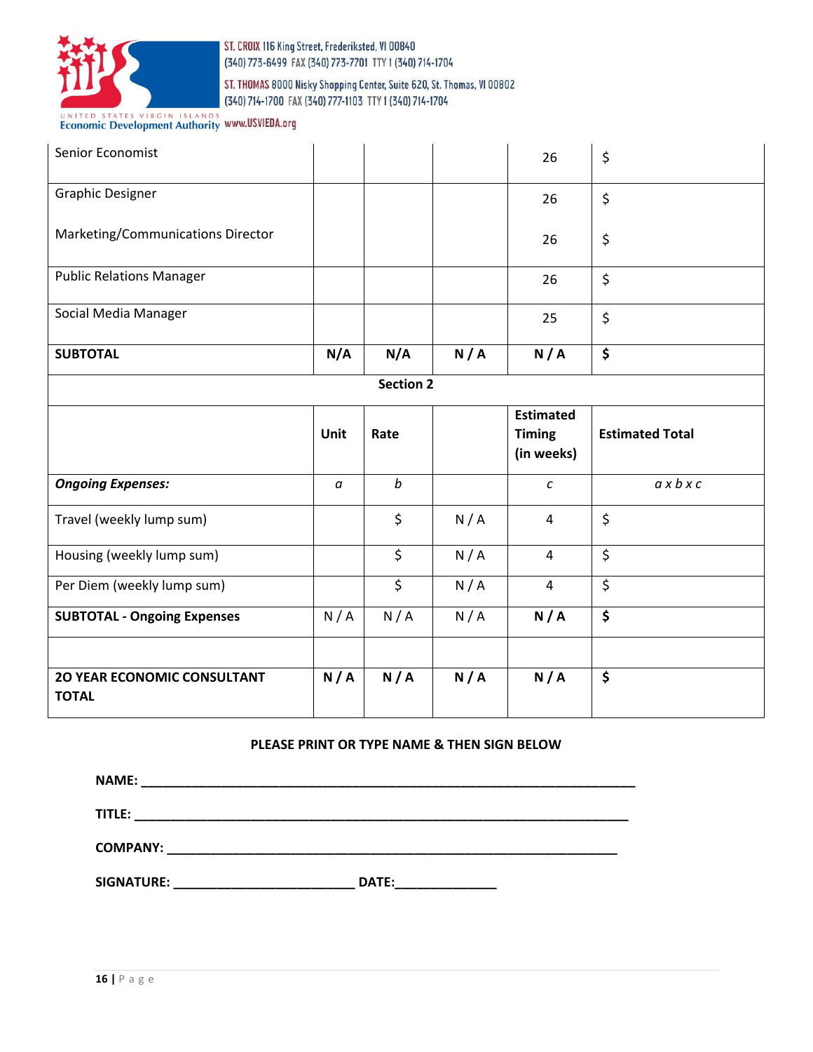| | | | | | |
|---|---|---|---|---|---|
| Senior Economist | | | | 26 | $ |
| Graphic Designer | | | | 26 | $ |
| Marketing/Communications Director | | | | 26 | $ |
| Public Relations Manager | | | | 26 | $ |
| Social Media Manager | | | | 25 | $ |
| **SUBTOTAL** | **N/A** | **N/A** | **N / A** | **N / A** | **$** |
| | | | **Section 2** | | |
| | **Unit** | **Rate** | | **Estimated Timing (in weeks)** | **Estimated Total** |
| ***Ongoing Expenses:*** | *a* | *b* | | *c* | *a x b x c* |
| Travel (weekly lump sum) | | $ | N / A | 4 | $ |
| Housing (weekly lump sum) | | $ | N / A | 4 | $ |
| Per Diem (weekly lump sum) | | $ | N / A | 4 | $ |
| **SUBTOTAL - Ongoing Expenses** | N / A | N / A | N / A | **N / A** | **$** |
| | | | | | |
| **2O YEAR ECONOMIC CONSULTANT TOTAL** | **N / A** | **N / A** | **N / A** | **N / A** | **$** |

**PLEASE PRINT OR TYPE NAME & THEN SIGN BELOW**

**NAME:** ______________________________________________________________________

**TITLE:** ______________________________________________________________________

**COMPANY:** _________________________________________________________________

**SIGNATURE:** _________________________ **DATE:**______________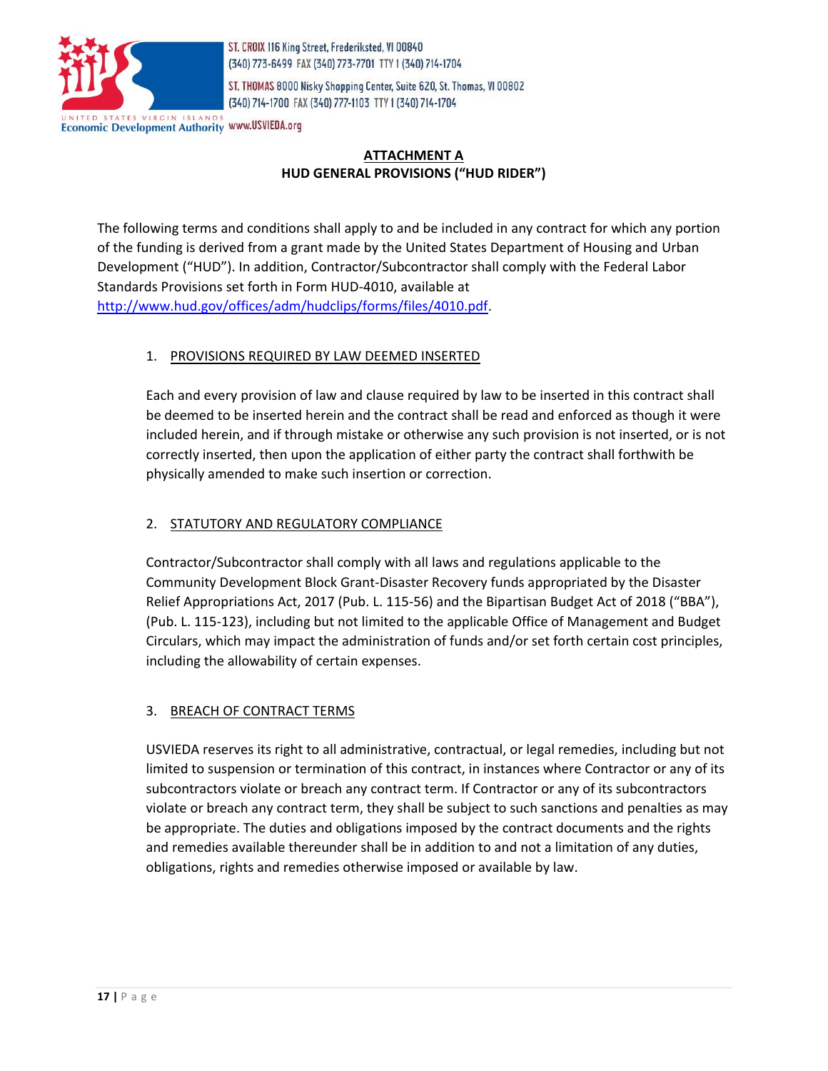## ATTACHMENT A
## HUD GENERAL PROVISIONS ("HUD RIDER")

The following terms and conditions shall apply to and be included in any contract for which any portion of the funding is derived from a grant made by the United States Department of Housing and Urban Development ("HUD"). In addition, Contractor/Subcontractor shall comply with the Federal Labor Standards Provisions set forth in Form HUD-4010, available at http://www.hud.gov/offices/adm/hudclips/forms/files/4010.pdf.

1. PROVISIONS REQUIRED BY LAW DEEMED INSERTED

   Each and every provision of law and clause required by law to be inserted in this contract shall be deemed to be inserted herein and the contract shall be read and enforced as though it were included herein, and if through mistake or otherwise any such provision is not inserted, or is not correctly inserted, then upon the application of either party the contract shall forthwith be physically amended to make such insertion or correction.

2. STATUTORY AND REGULATORY COMPLIANCE

   Contractor/Subcontractor shall comply with all laws and regulations applicable to the Community Development Block Grant-Disaster Recovery funds appropriated by the Disaster Relief Appropriations Act, 2017 (Pub. L. 115-56) and the Bipartisan Budget Act of 2018 ("BBA"), (Pub. L. 115-123), including but not limited to the applicable Office of Management and Budget Circulars, which may impact the administration of funds and/or set forth certain cost principles, including the allowability of certain expenses.

3. BREACH OF CONTRACT TERMS

   USVIEDA reserves its right to all administrative, contractual, or legal remedies, including but not limited to suspension or termination of this contract, in instances where Contractor or any of its subcontractors violate or breach any contract term. If Contractor or any of its subcontractors violate or breach any contract term, they shall be subject to such sanctions and penalties as may be appropriate. The duties and obligations imposed by the contract documents and the rights and remedies available thereunder shall be in addition to and not a limitation of any duties, obligations, rights and remedies otherwise imposed or available by law.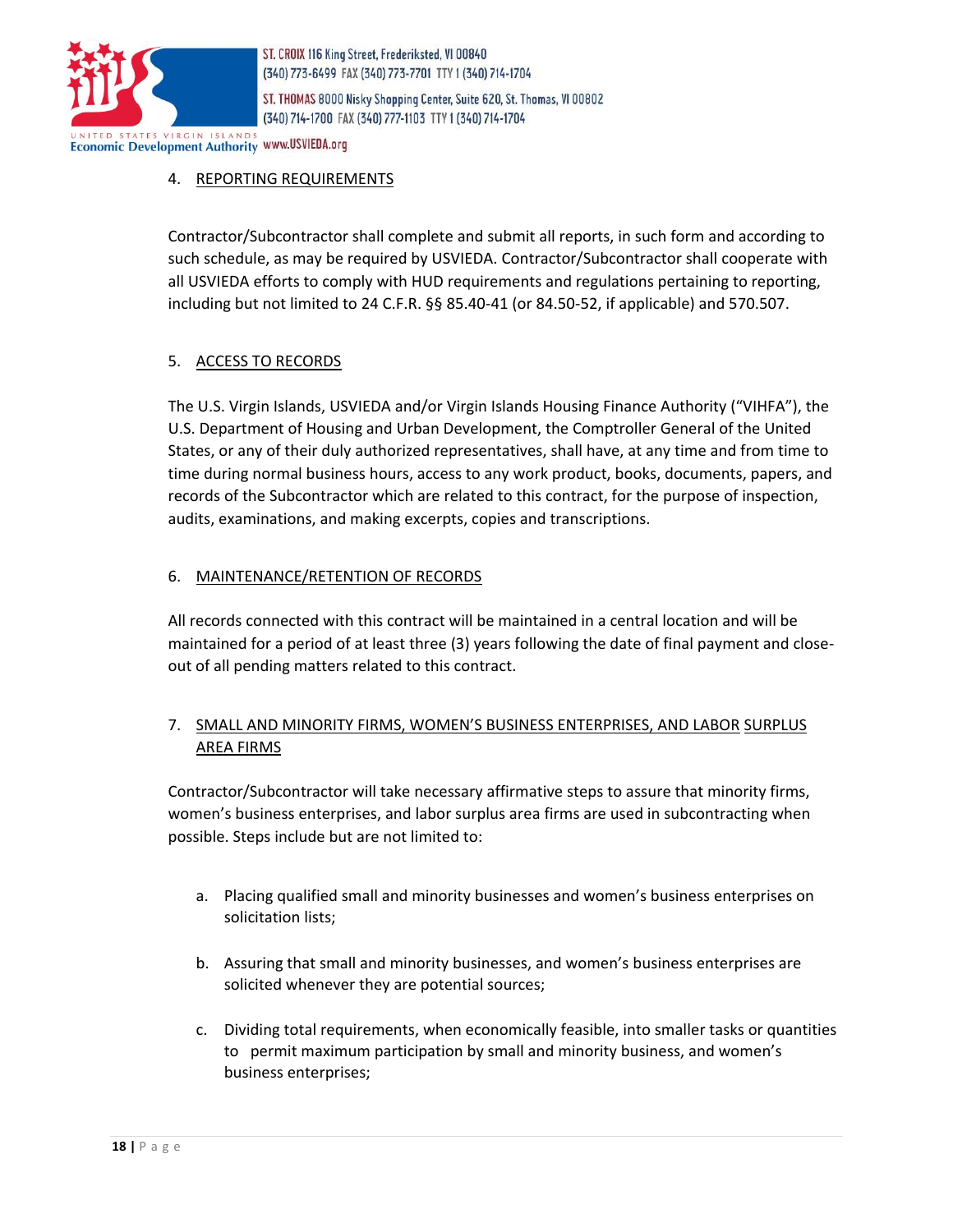4. REPORTING REQUIREMENTS

Contractor/Subcontractor shall complete and submit all reports, in such form and according to such schedule, as may be required by USVIEDA. Contractor/Subcontractor shall cooperate with all USVIEDA efforts to comply with HUD requirements and regulations pertaining to reporting, including but not limited to 24 C.F.R. §§ 85.40-41 (or 84.50-52, if applicable) and 570.507.

5. ACCESS TO RECORDS

The U.S. Virgin Islands, USVIEDA and/or Virgin Islands Housing Finance Authority ("VIHFA"), the U.S. Department of Housing and Urban Development, the Comptroller General of the United States, or any of their duly authorized representatives, shall have, at any time and from time to time during normal business hours, access to any work product, books, documents, papers, and records of the Subcontractor which are related to this contract, for the purpose of inspection, audits, examinations, and making excerpts, copies and transcriptions.

6. MAINTENANCE/RETENTION OF RECORDS

All records connected with this contract will be maintained in a central location and will be maintained for a period of at least three (3) years following the date of final payment and close-out of all pending matters related to this contract.

7. SMALL AND MINORITY FIRMS, WOMEN'S BUSINESS ENTERPRISES, AND LABOR SURPLUS AREA FIRMS

Contractor/Subcontractor will take necessary affirmative steps to assure that minority firms, women's business enterprises, and labor surplus area firms are used in subcontracting when possible. Steps include but are not limited to:

a. Placing qualified small and minority businesses and women's business enterprises on solicitation lists;

b. Assuring that small and minority businesses, and women's business enterprises are solicited whenever they are potential sources;

c. Dividing total requirements, when economically feasible, into smaller tasks or quantities to permit maximum participation by small and minority business, and women's business enterprises;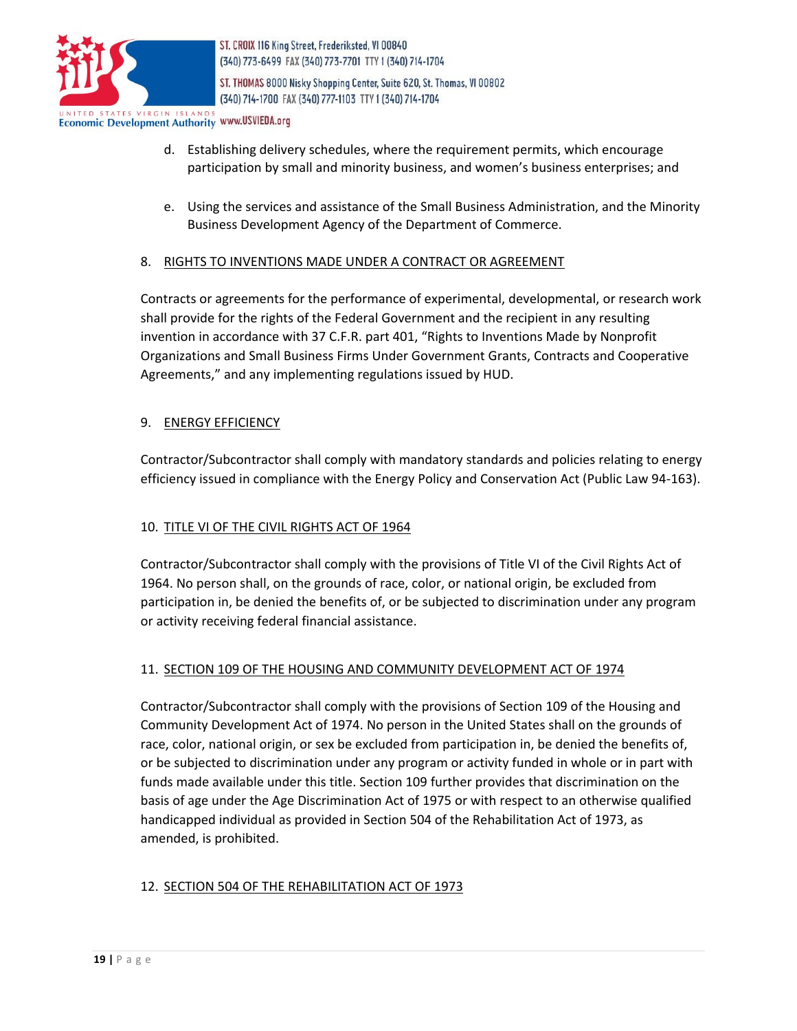d. Establishing delivery schedules, where the requirement permits, which encourage participation by small and minority business, and women's business enterprises; and

e. Using the services and assistance of the Small Business Administration, and the Minority Business Development Agency of the Department of Commerce.

8. RIGHTS TO INVENTIONS MADE UNDER A CONTRACT OR AGREEMENT

Contracts or agreements for the performance of experimental, developmental, or research work shall provide for the rights of the Federal Government and the recipient in any resulting invention in accordance with 37 C.F.R. part 401, "Rights to Inventions Made by Nonprofit Organizations and Small Business Firms Under Government Grants, Contracts and Cooperative Agreements," and any implementing regulations issued by HUD.

9. ENERGY EFFICIENCY

Contractor/Subcontractor shall comply with mandatory standards and policies relating to energy efficiency issued in compliance with the Energy Policy and Conservation Act (Public Law 94-163).

10. TITLE VI OF THE CIVIL RIGHTS ACT OF 1964

Contractor/Subcontractor shall comply with the provisions of Title VI of the Civil Rights Act of 1964. No person shall, on the grounds of race, color, or national origin, be excluded from participation in, be denied the benefits of, or be subjected to discrimination under any program or activity receiving federal financial assistance.

11. SECTION 109 OF THE HOUSING AND COMMUNITY DEVELOPMENT ACT OF 1974

Contractor/Subcontractor shall comply with the provisions of Section 109 of the Housing and Community Development Act of 1974. No person in the United States shall on the grounds of race, color, national origin, or sex be excluded from participation in, be denied the benefits of, or be subjected to discrimination under any program or activity funded in whole or in part with funds made available under this title. Section 109 further provides that discrimination on the basis of age under the Age Discrimination Act of 1975 or with respect to an otherwise qualified handicapped individual as provided in Section 504 of the Rehabilitation Act of 1973, as amended, is prohibited.

12. SECTION 504 OF THE REHABILITATION ACT OF 1973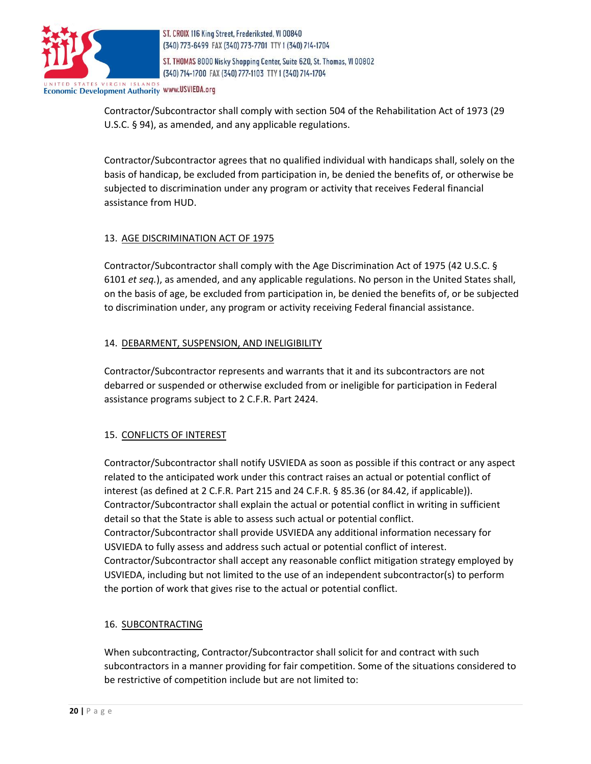Contractor/Subcontractor shall comply with section 504 of the Rehabilitation Act of 1973 (29 U.S.C. § 94), as amended, and any applicable regulations.

Contractor/Subcontractor agrees that no qualified individual with handicaps shall, solely on the basis of handicap, be excluded from participation in, be denied the benefits of, or otherwise be subjected to discrimination under any program or activity that receives Federal financial assistance from HUD.

13. <u>AGE DISCRIMINATION ACT OF 1975</u>

Contractor/Subcontractor shall comply with the Age Discrimination Act of 1975 (42 U.S.C. § 6101 *et seq.*), as amended, and any applicable regulations. No person in the United States shall, on the basis of age, be excluded from participation in, be denied the benefits of, or be subjected to discrimination under, any program or activity receiving Federal financial assistance.

14. <u>DEBARMENT, SUSPENSION, AND INELIGIBILITY</u>

Contractor/Subcontractor represents and warrants that it and its subcontractors are not debarred or suspended or otherwise excluded from or ineligible for participation in Federal assistance programs subject to 2 C.F.R. Part 2424.

15. <u>CONFLICTS OF INTEREST</u>

Contractor/Subcontractor shall notify USVIEDA as soon as possible if this contract or any aspect related to the anticipated work under this contract raises an actual or potential conflict of interest (as defined at 2 C.F.R. Part 215 and 24 C.F.R. § 85.36 (or 84.42, if applicable)). Contractor/Subcontractor shall explain the actual or potential conflict in writing in sufficient detail so that the State is able to assess such actual or potential conflict. Contractor/Subcontractor shall provide USVIEDA any additional information necessary for USVIEDA to fully assess and address such actual or potential conflict of interest. Contractor/Subcontractor shall accept any reasonable conflict mitigation strategy employed by USVIEDA, including but not limited to the use of an independent subcontractor(s) to perform the portion of work that gives rise to the actual or potential conflict.

16. <u>SUBCONTRACTING</u>

When subcontracting, Contractor/Subcontractor shall solicit for and contract with such subcontractors in a manner providing for fair competition. Some of the situations considered to be restrictive of competition include but are not limited to: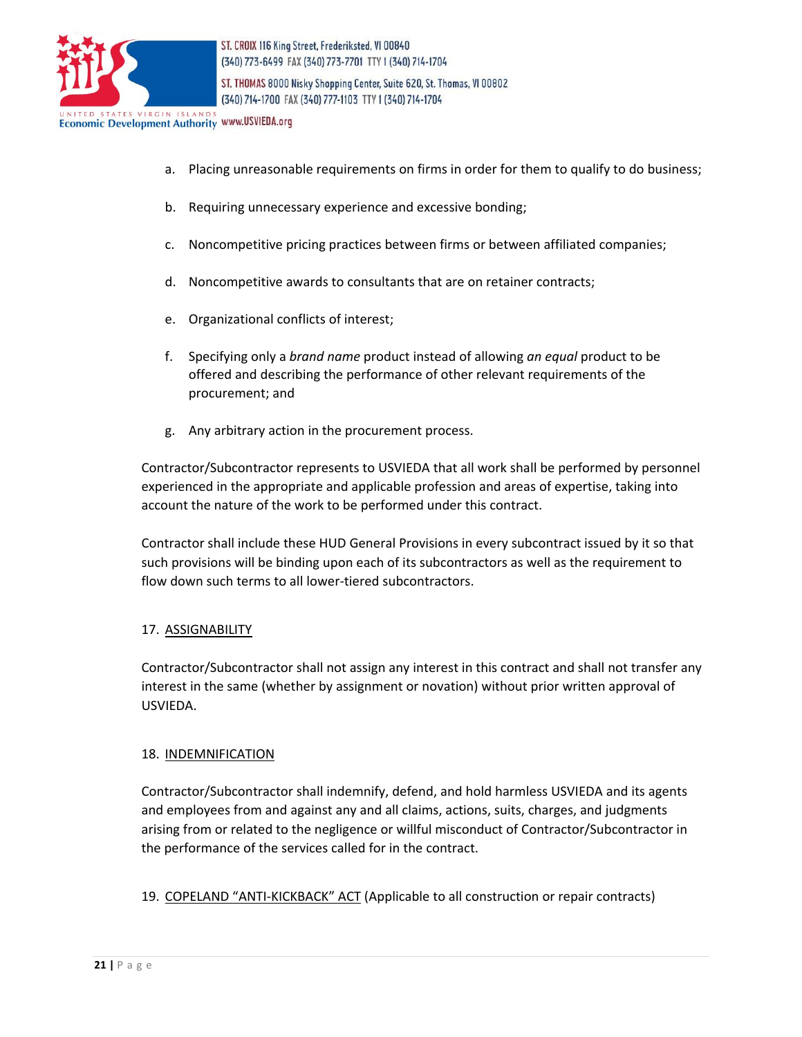a. Placing unreasonable requirements on firms in order for them to qualify to do business;

b. Requiring unnecessary experience and excessive bonding;

c. Noncompetitive pricing practices between firms or between affiliated companies;

d. Noncompetitive awards to consultants that are on retainer contracts;

e. Organizational conflicts of interest;

f. Specifying only a *brand name* product instead of allowing *an equal* product to be offered and describing the performance of other relevant requirements of the procurement; and

g. Any arbitrary action in the procurement process.

Contractor/Subcontractor represents to USVIEDA that all work shall be performed by personnel experienced in the appropriate and applicable profession and areas of expertise, taking into account the nature of the work to be performed under this contract.

Contractor shall include these HUD General Provisions in every subcontract issued by it so that such provisions will be binding upon each of its subcontractors as well as the requirement to flow down such terms to all lower-tiered subcontractors.

17. <u>ASSIGNABILITY</u>

Contractor/Subcontractor shall not assign any interest in this contract and shall not transfer any interest in the same (whether by assignment or novation) without prior written approval of USVIEDA.

18. <u>INDEMNIFICATION</u>

Contractor/Subcontractor shall indemnify, defend, and hold harmless USVIEDA and its agents and employees from and against any and all claims, actions, suits, charges, and judgments arising from or related to the negligence or willful misconduct of Contractor/Subcontractor in the performance of the services called for in the contract.

19. <u>COPELAND "ANTI-KICKBACK" ACT</u> (Applicable to all construction or repair contracts)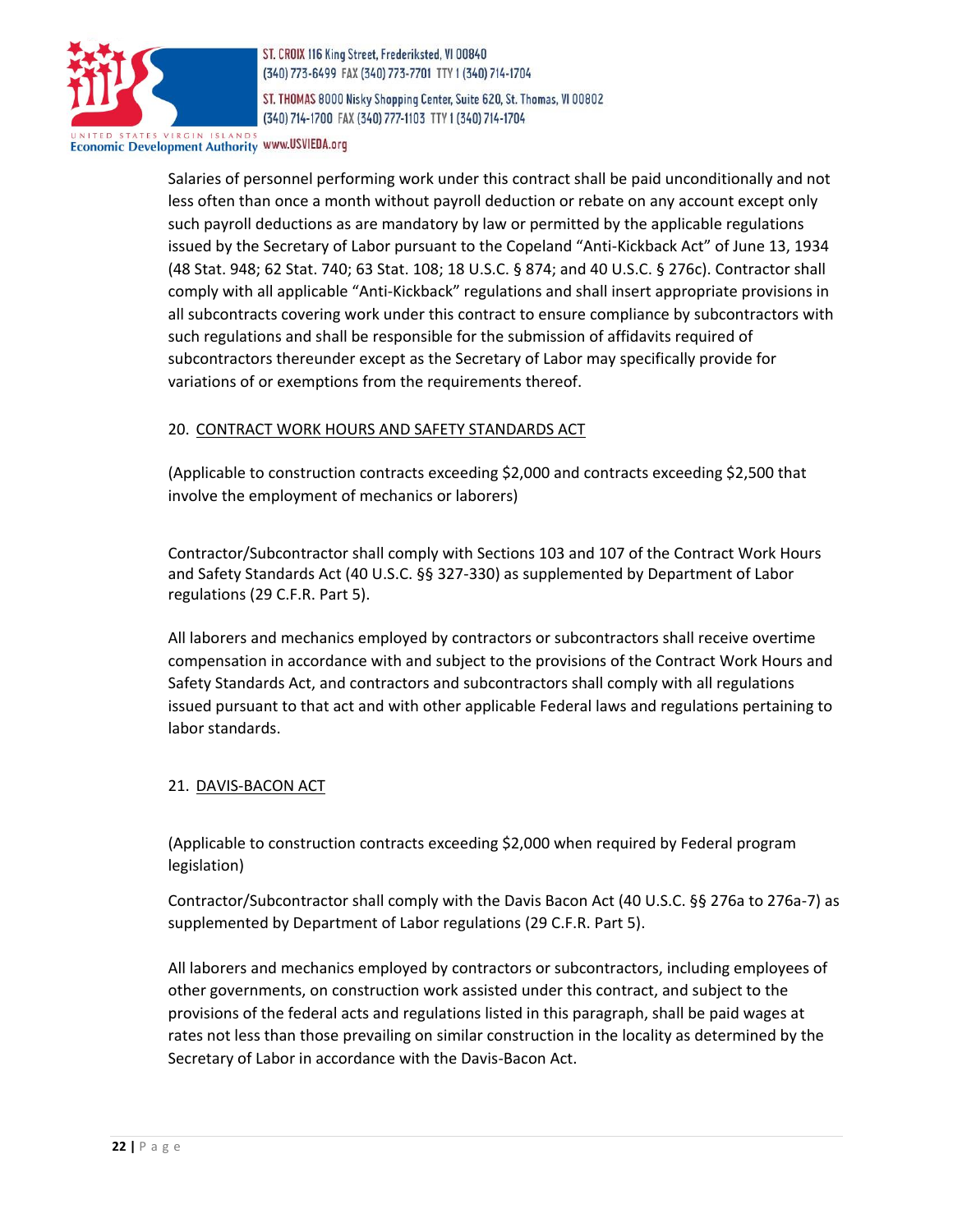Salaries of personnel performing work under this contract shall be paid unconditionally and not less often than once a month without payroll deduction or rebate on any account except only such payroll deductions as are mandatory by law or permitted by the applicable regulations issued by the Secretary of Labor pursuant to the Copeland "Anti-Kickback Act" of June 13, 1934 (48 Stat. 948; 62 Stat. 740; 63 Stat. 108; 18 U.S.C. § 874; and 40 U.S.C. § 276c). Contractor shall comply with all applicable "Anti-Kickback" regulations and shall insert appropriate provisions in all subcontracts covering work under this contract to ensure compliance by subcontractors with such regulations and shall be responsible for the submission of affidavits required of subcontractors thereunder except as the Secretary of Labor may specifically provide for variations of or exemptions from the requirements thereof.

20. CONTRACT WORK HOURS AND SAFETY STANDARDS ACT

(Applicable to construction contracts exceeding $2,000 and contracts exceeding $2,500 that involve the employment of mechanics or laborers)

Contractor/Subcontractor shall comply with Sections 103 and 107 of the Contract Work Hours and Safety Standards Act (40 U.S.C. §§ 327-330) as supplemented by Department of Labor regulations (29 C.F.R. Part 5).

All laborers and mechanics employed by contractors or subcontractors shall receive overtime compensation in accordance with and subject to the provisions of the Contract Work Hours and Safety Standards Act, and contractors and subcontractors shall comply with all regulations issued pursuant to that act and with other applicable Federal laws and regulations pertaining to labor standards.

21. DAVIS-BACON ACT

(Applicable to construction contracts exceeding $2,000 when required by Federal program legislation)

Contractor/Subcontractor shall comply with the Davis Bacon Act (40 U.S.C. §§ 276a to 276a-7) as supplemented by Department of Labor regulations (29 C.F.R. Part 5).

All laborers and mechanics employed by contractors or subcontractors, including employees of other governments, on construction work assisted under this contract, and subject to the provisions of the federal acts and regulations listed in this paragraph, shall be paid wages at rates not less than those prevailing on similar construction in the locality as determined by the Secretary of Labor in accordance with the Davis-Bacon Act.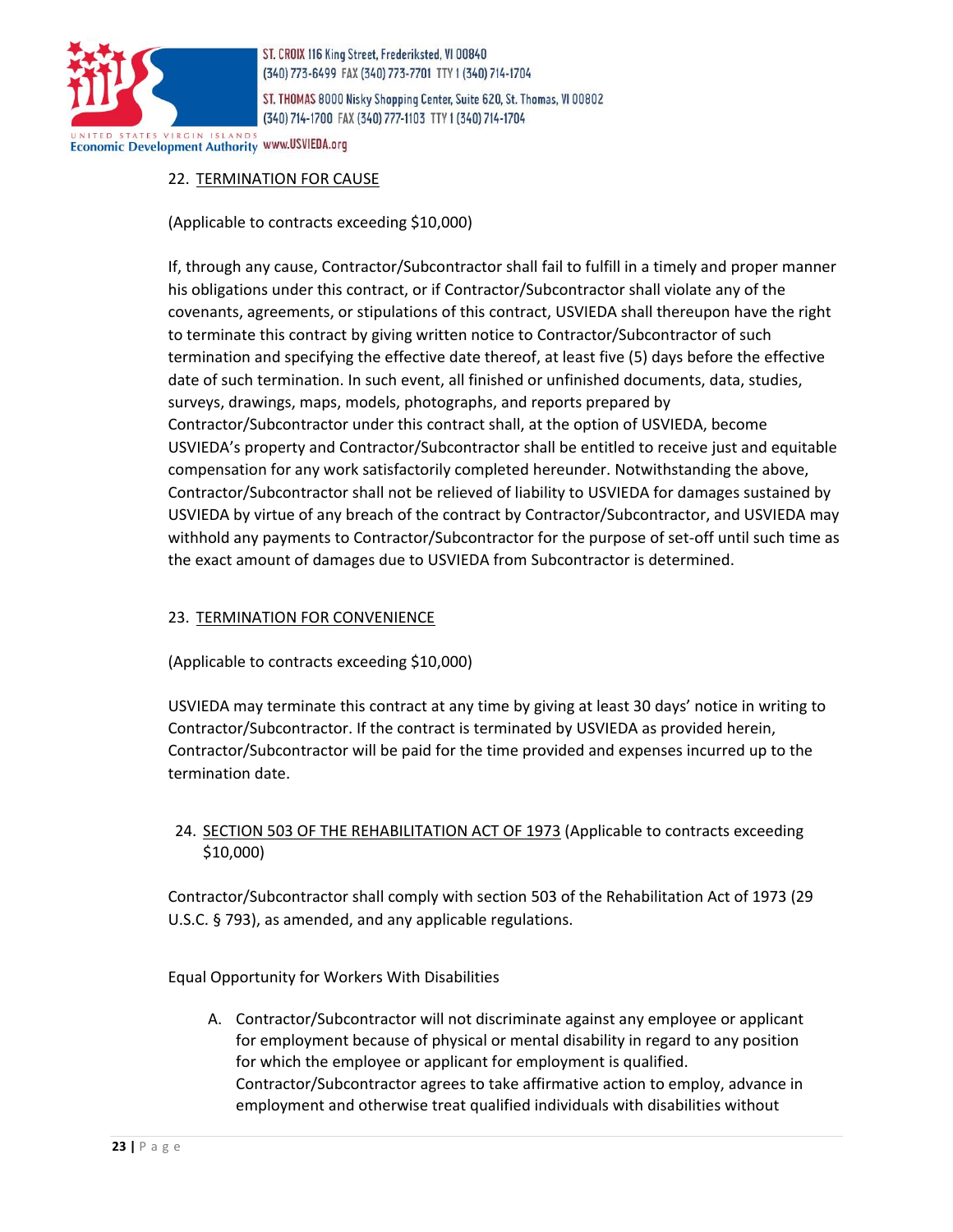## 22. TERMINATION FOR CAUSE

(Applicable to contracts exceeding $10,000)

If, through any cause, Contractor/Subcontractor shall fail to fulfill in a timely and proper manner his obligations under this contract, or if Contractor/Subcontractor shall violate any of the covenants, agreements, or stipulations of this contract, USVIEDA shall thereupon have the right to terminate this contract by giving written notice to Contractor/Subcontractor of such termination and specifying the effective date thereof, at least five (5) days before the effective date of such termination. In such event, all finished or unfinished documents, data, studies, surveys, drawings, maps, models, photographs, and reports prepared by Contractor/Subcontractor under this contract shall, at the option of USVIEDA, become USVIEDA's property and Contractor/Subcontractor shall be entitled to receive just and equitable compensation for any work satisfactorily completed hereunder. Notwithstanding the above, Contractor/Subcontractor shall not be relieved of liability to USVIEDA for damages sustained by USVIEDA by virtue of any breach of the contract by Contractor/Subcontractor, and USVIEDA may withhold any payments to Contractor/Subcontractor for the purpose of set-off until such time as the exact amount of damages due to USVIEDA from Subcontractor is determined.

## 23. TERMINATION FOR CONVENIENCE

(Applicable to contracts exceeding $10,000)

USVIEDA may terminate this contract at any time by giving at least 30 days' notice in writing to Contractor/Subcontractor. If the contract is terminated by USVIEDA as provided herein, Contractor/Subcontractor will be paid for the time provided and expenses incurred up to the termination date.

## 24. SECTION 503 OF THE REHABILITATION ACT OF 1973 (Applicable to contracts exceeding $10,000)

Contractor/Subcontractor shall comply with section 503 of the Rehabilitation Act of 1973 (29 U.S.C. § 793), as amended, and any applicable regulations.

Equal Opportunity for Workers With Disabilities

A. Contractor/Subcontractor will not discriminate against any employee or applicant for employment because of physical or mental disability in regard to any position for which the employee or applicant for employment is qualified. Contractor/Subcontractor agrees to take affirmative action to employ, advance in employment and otherwise treat qualified individuals with disabilities without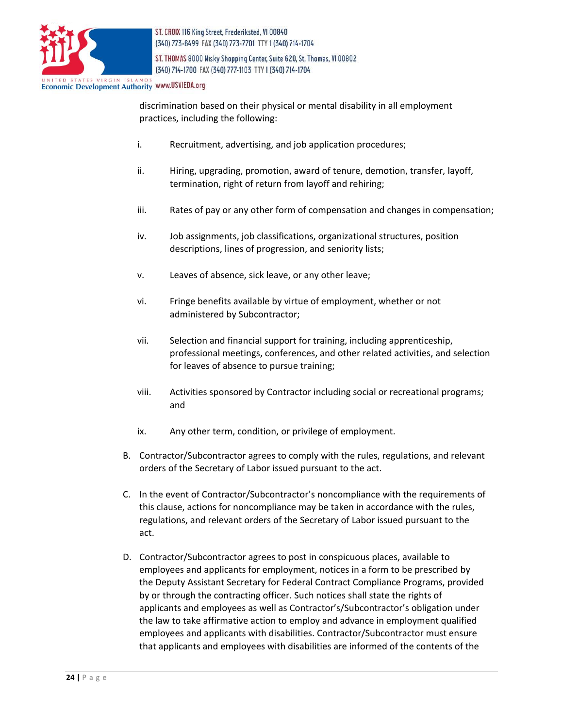discrimination based on their physical or mental disability in all employment practices, including the following:

i. Recruitment, advertising, and job application procedures;

ii. Hiring, upgrading, promotion, award of tenure, demotion, transfer, layoff, termination, right of return from layoff and rehiring;

iii. Rates of pay or any other form of compensation and changes in compensation;

iv. Job assignments, job classifications, organizational structures, position descriptions, lines of progression, and seniority lists;

v. Leaves of absence, sick leave, or any other leave;

vi. Fringe benefits available by virtue of employment, whether or not administered by Subcontractor;

vii. Selection and financial support for training, including apprenticeship, professional meetings, conferences, and other related activities, and selection for leaves of absence to pursue training;

viii. Activities sponsored by Contractor including social or recreational programs; and

ix. Any other term, condition, or privilege of employment.

B. Contractor/Subcontractor agrees to comply with the rules, regulations, and relevant orders of the Secretary of Labor issued pursuant to the act.

C. In the event of Contractor/Subcontractor's noncompliance with the requirements of this clause, actions for noncompliance may be taken in accordance with the rules, regulations, and relevant orders of the Secretary of Labor issued pursuant to the act.

D. Contractor/Subcontractor agrees to post in conspicuous places, available to employees and applicants for employment, notices in a form to be prescribed by the Deputy Assistant Secretary for Federal Contract Compliance Programs, provided by or through the contracting officer. Such notices shall state the rights of applicants and employees as well as Contractor's/Subcontractor's obligation under the law to take affirmative action to employ and advance in employment qualified employees and applicants with disabilities. Contractor/Subcontractor must ensure that applicants and employees with disabilities are informed of the contents of the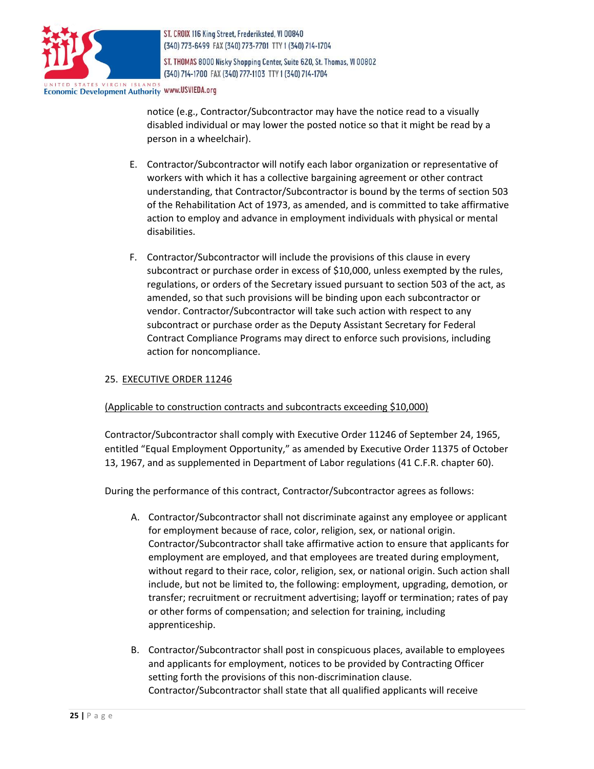notice (e.g., Contractor/Subcontractor may have the notice read to a visually disabled individual or may lower the posted notice so that it might be read by a person in a wheelchair).

E. Contractor/Subcontractor will notify each labor organization or representative of workers with which it has a collective bargaining agreement or other contract understanding, that Contractor/Subcontractor is bound by the terms of section 503 of the Rehabilitation Act of 1973, as amended, and is committed to take affirmative action to employ and advance in employment individuals with physical or mental disabilities.

F. Contractor/Subcontractor will include the provisions of this clause in every subcontract or purchase order in excess of $10,000, unless exempted by the rules, regulations, or orders of the Secretary issued pursuant to section 503 of the act, as amended, so that such provisions will be binding upon each subcontractor or vendor. Contractor/Subcontractor will take such action with respect to any subcontract or purchase order as the Deputy Assistant Secretary for Federal Contract Compliance Programs may direct to enforce such provisions, including action for noncompliance.

25. <u>EXECUTIVE ORDER 11246</u>

<u>(Applicable to construction contracts and subcontracts exceeding $10,000)</u>

Contractor/Subcontractor shall comply with Executive Order 11246 of September 24, 1965, entitled "Equal Employment Opportunity," as amended by Executive Order 11375 of October 13, 1967, and as supplemented in Department of Labor regulations (41 C.F.R. chapter 60).

During the performance of this contract, Contractor/Subcontractor agrees as follows:

A. Contractor/Subcontractor shall not discriminate against any employee or applicant for employment because of race, color, religion, sex, or national origin. Contractor/Subcontractor shall take affirmative action to ensure that applicants for employment are employed, and that employees are treated during employment, without regard to their race, color, religion, sex, or national origin. Such action shall include, but not be limited to, the following: employment, upgrading, demotion, or transfer; recruitment or recruitment advertising; layoff or termination; rates of pay or other forms of compensation; and selection for training, including apprenticeship.

B. Contractor/Subcontractor shall post in conspicuous places, available to employees and applicants for employment, notices to be provided by Contracting Officer setting forth the provisions of this non-discrimination clause. Contractor/Subcontractor shall state that all qualified applicants will receive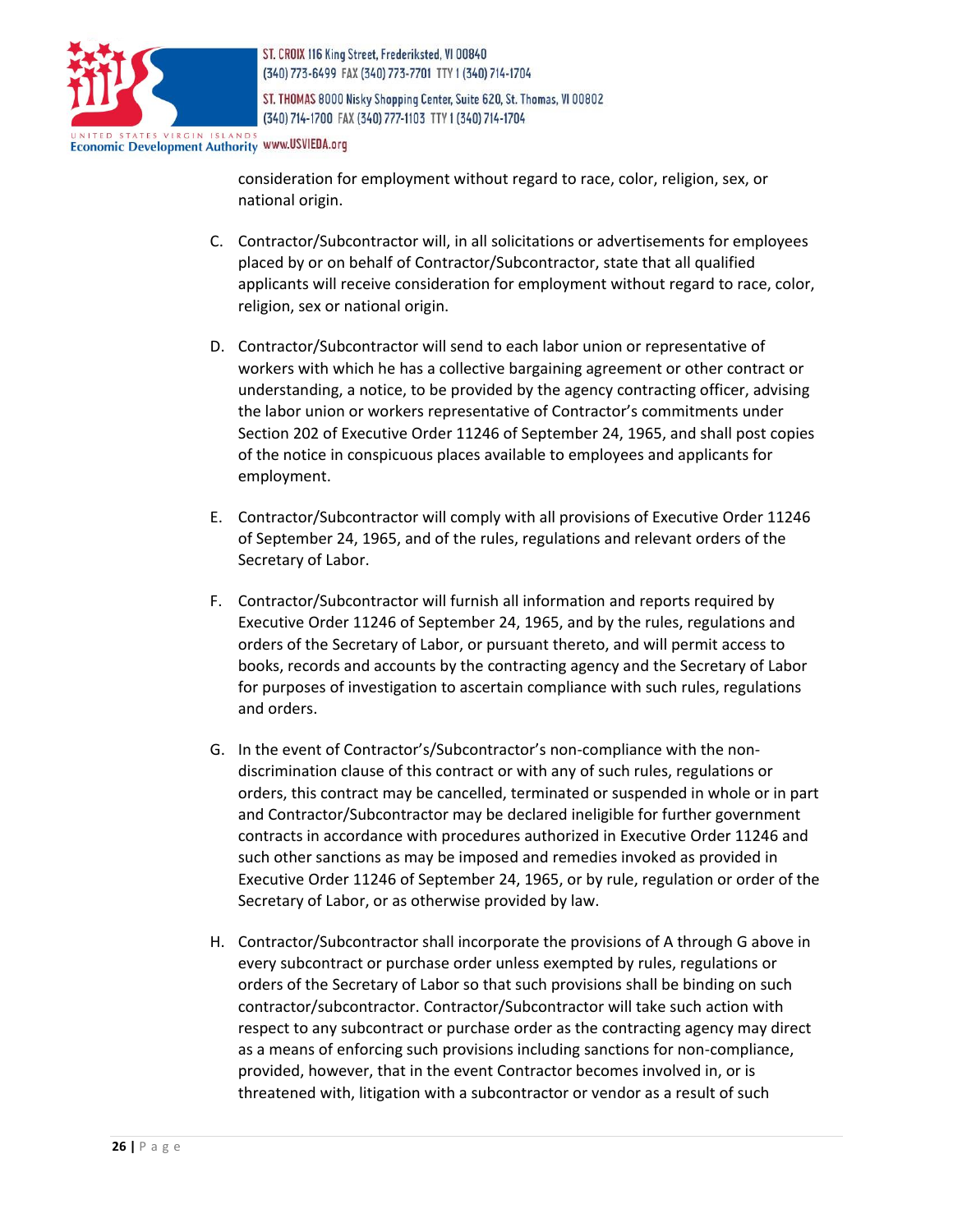consideration for employment without regard to race, color, religion, sex, or national origin.

C. Contractor/Subcontractor will, in all solicitations or advertisements for employees placed by or on behalf of Contractor/Subcontractor, state that all qualified applicants will receive consideration for employment without regard to race, color, religion, sex or national origin.

D. Contractor/Subcontractor will send to each labor union or representative of workers with which he has a collective bargaining agreement or other contract or understanding, a notice, to be provided by the agency contracting officer, advising the labor union or workers representative of Contractor's commitments under Section 202 of Executive Order 11246 of September 24, 1965, and shall post copies of the notice in conspicuous places available to employees and applicants for employment.

E. Contractor/Subcontractor will comply with all provisions of Executive Order 11246 of September 24, 1965, and of the rules, regulations and relevant orders of the Secretary of Labor.

F. Contractor/Subcontractor will furnish all information and reports required by Executive Order 11246 of September 24, 1965, and by the rules, regulations and orders of the Secretary of Labor, or pursuant thereto, and will permit access to books, records and accounts by the contracting agency and the Secretary of Labor for purposes of investigation to ascertain compliance with such rules, regulations and orders.

G. In the event of Contractor's/Subcontractor's non-compliance with the non-discrimination clause of this contract or with any of such rules, regulations or orders, this contract may be cancelled, terminated or suspended in whole or in part and Contractor/Subcontractor may be declared ineligible for further government contracts in accordance with procedures authorized in Executive Order 11246 and such other sanctions as may be imposed and remedies invoked as provided in Executive Order 11246 of September 24, 1965, or by rule, regulation or order of the Secretary of Labor, or as otherwise provided by law.

H. Contractor/Subcontractor shall incorporate the provisions of A through G above in every subcontract or purchase order unless exempted by rules, regulations or orders of the Secretary of Labor so that such provisions shall be binding on such contractor/subcontractor. Contractor/Subcontractor will take such action with respect to any subcontract or purchase order as the contracting agency may direct as a means of enforcing such provisions including sanctions for non-compliance, provided, however, that in the event Contractor becomes involved in, or is threatened with, litigation with a subcontractor or vendor as a result of such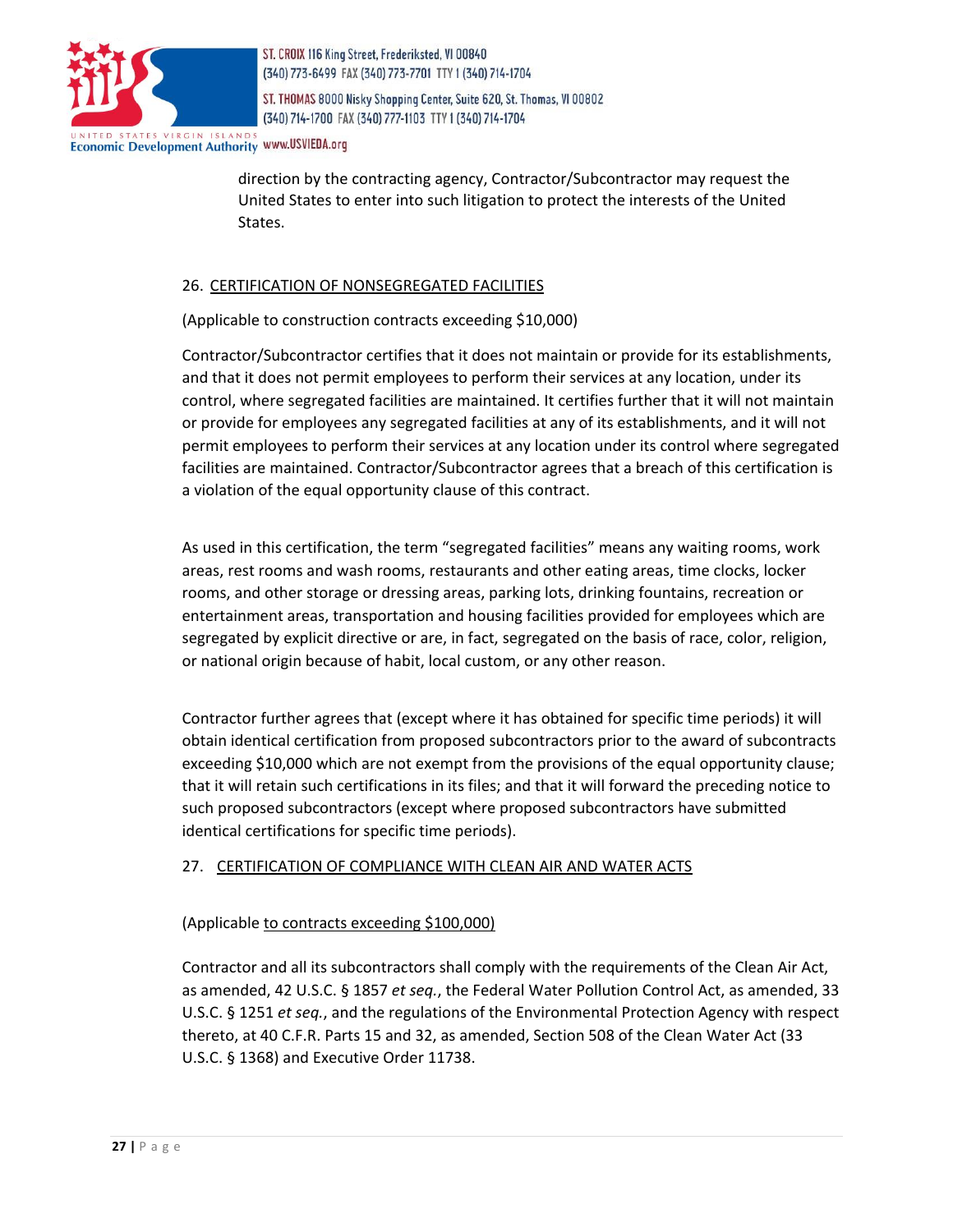direction by the contracting agency, Contractor/Subcontractor may request the United States to enter into such litigation to protect the interests of the United States.

26. CERTIFICATION OF NONSEGREGATED FACILITIES

(Applicable to construction contracts exceeding $10,000)

Contractor/Subcontractor certifies that it does not maintain or provide for its establishments, and that it does not permit employees to perform their services at any location, under its control, where segregated facilities are maintained. It certifies further that it will not maintain or provide for employees any segregated facilities at any of its establishments, and it will not permit employees to perform their services at any location under its control where segregated facilities are maintained. Contractor/Subcontractor agrees that a breach of this certification is a violation of the equal opportunity clause of this contract.

As used in this certification, the term "segregated facilities" means any waiting rooms, work areas, rest rooms and wash rooms, restaurants and other eating areas, time clocks, locker rooms, and other storage or dressing areas, parking lots, drinking fountains, recreation or entertainment areas, transportation and housing facilities provided for employees which are segregated by explicit directive or are, in fact, segregated on the basis of race, color, religion, or national origin because of habit, local custom, or any other reason.

Contractor further agrees that (except where it has obtained for specific time periods) it will obtain identical certification from proposed subcontractors prior to the award of subcontracts exceeding $10,000 which are not exempt from the provisions of the equal opportunity clause; that it will retain such certifications in its files; and that it will forward the preceding notice to such proposed subcontractors (except where proposed subcontractors have submitted identical certifications for specific time periods).

27. CERTIFICATION OF COMPLIANCE WITH CLEAN AIR AND WATER ACTS

(Applicable to contracts exceeding $100,000)

Contractor and all its subcontractors shall comply with the requirements of the Clean Air Act, as amended, 42 U.S.C. § 1857 *et seq.*, the Federal Water Pollution Control Act, as amended, 33 U.S.C. § 1251 *et seq.*, and the regulations of the Environmental Protection Agency with respect thereto, at 40 C.F.R. Parts 15 and 32, as amended, Section 508 of the Clean Water Act (33 U.S.C. § 1368) and Executive Order 11738.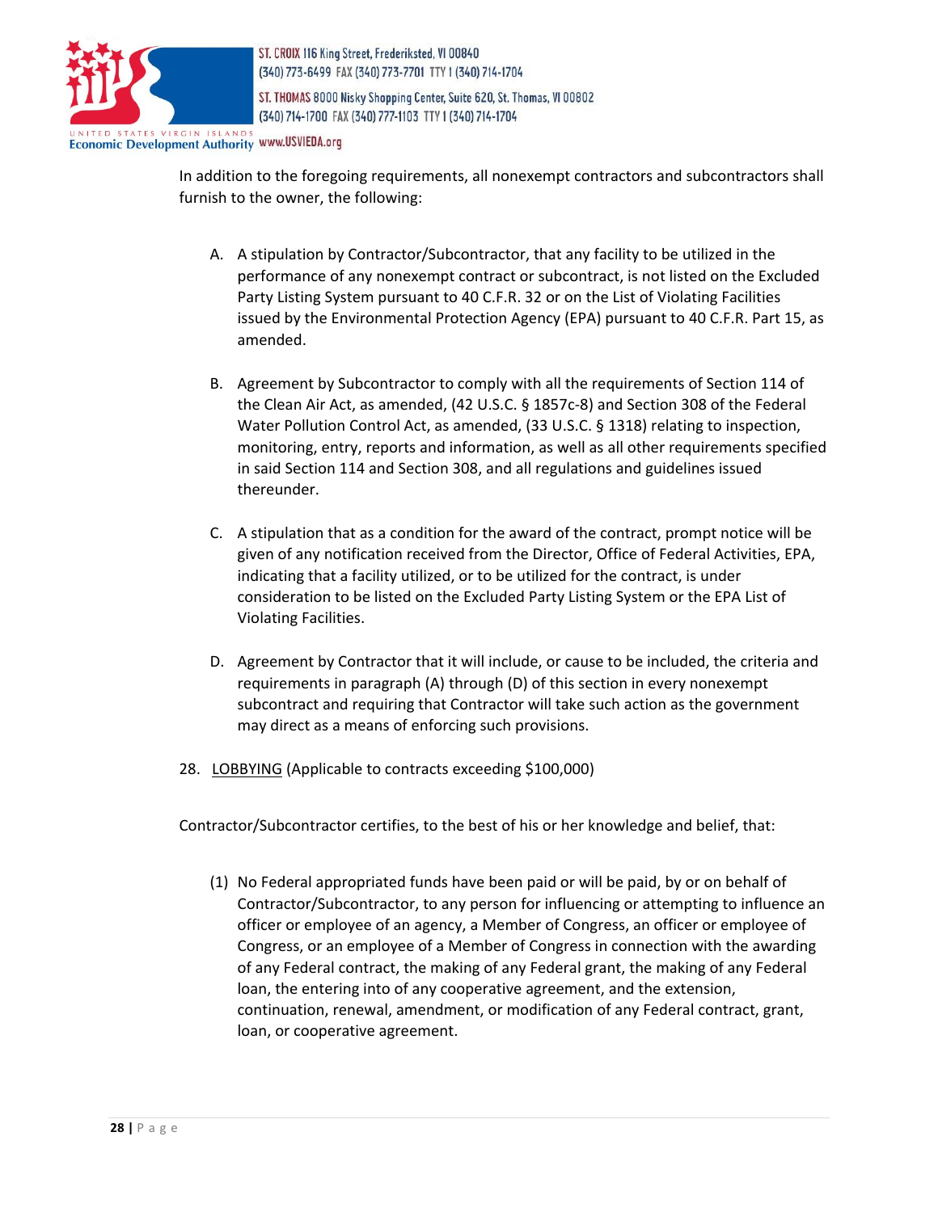In addition to the foregoing requirements, all nonexempt contractors and subcontractors shall furnish to the owner, the following:

A. A stipulation by Contractor/Subcontractor, that any facility to be utilized in the performance of any nonexempt contract or subcontract, is not listed on the Excluded Party Listing System pursuant to 40 C.F.R. 32 or on the List of Violating Facilities issued by the Environmental Protection Agency (EPA) pursuant to 40 C.F.R. Part 15, as amended.

B. Agreement by Subcontractor to comply with all the requirements of Section 114 of the Clean Air Act, as amended, (42 U.S.C. § 1857c-8) and Section 308 of the Federal Water Pollution Control Act, as amended, (33 U.S.C. § 1318) relating to inspection, monitoring, entry, reports and information, as well as all other requirements specified in said Section 114 and Section 308, and all regulations and guidelines issued thereunder.

C. A stipulation that as a condition for the award of the contract, prompt notice will be given of any notification received from the Director, Office of Federal Activities, EPA, indicating that a facility utilized, or to be utilized for the contract, is under consideration to be listed on the Excluded Party Listing System or the EPA List of Violating Facilities.

D. Agreement by Contractor that it will include, or cause to be included, the criteria and requirements in paragraph (A) through (D) of this section in every nonexempt subcontract and requiring that Contractor will take such action as the government may direct as a means of enforcing such provisions.

28. <u>LOBBYING</u> (Applicable to contracts exceeding $100,000)

Contractor/Subcontractor certifies, to the best of his or her knowledge and belief, that:

(1) No Federal appropriated funds have been paid or will be paid, by or on behalf of Contractor/Subcontractor, to any person for influencing or attempting to influence an officer or employee of an agency, a Member of Congress, an officer or employee of Congress, or an employee of a Member of Congress in connection with the awarding of any Federal contract, the making of any Federal grant, the making of any Federal loan, the entering into of any cooperative agreement, and the extension, continuation, renewal, amendment, or modification of any Federal contract, grant, loan, or cooperative agreement.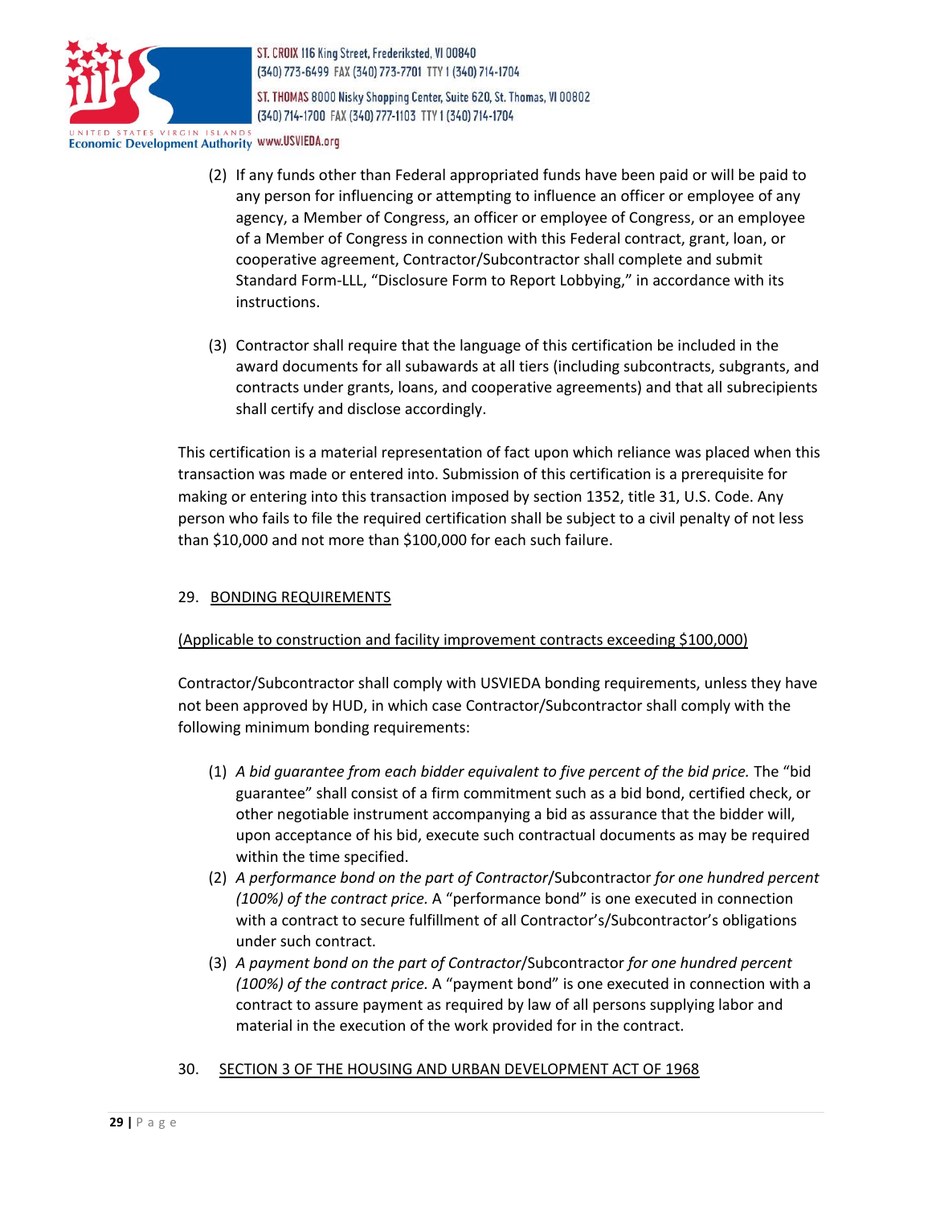(2) If any funds other than Federal appropriated funds have been paid or will be paid to any person for influencing or attempting to influence an officer or employee of any agency, a Member of Congress, an officer or employee of Congress, or an employee of a Member of Congress in connection with this Federal contract, grant, loan, or cooperative agreement, Contractor/Subcontractor shall complete and submit Standard Form-LLL, "Disclosure Form to Report Lobbying," in accordance with its instructions.

(3) Contractor shall require that the language of this certification be included in the award documents for all subawards at all tiers (including subcontracts, subgrants, and contracts under grants, loans, and cooperative agreements) and that all subrecipients shall certify and disclose accordingly.

This certification is a material representation of fact upon which reliance was placed when this transaction was made or entered into. Submission of this certification is a prerequisite for making or entering into this transaction imposed by section 1352, title 31, U.S. Code. Any person who fails to file the required certification shall be subject to a civil penalty of not less than $10,000 and not more than $100,000 for each such failure.

29. BONDING REQUIREMENTS

(Applicable to construction and facility improvement contracts exceeding $100,000)

Contractor/Subcontractor shall comply with USVIEDA bonding requirements, unless they have not been approved by HUD, in which case Contractor/Subcontractor shall comply with the following minimum bonding requirements:

(1) *A bid guarantee from each bidder equivalent to five percent of the bid price.* The "bid guarantee" shall consist of a firm commitment such as a bid bond, certified check, or other negotiable instrument accompanying a bid as assurance that the bidder will, upon acceptance of his bid, execute such contractual documents as may be required within the time specified.
(2) *A performance bond on the part of Contractor*/Subcontractor *for one hundred percent (100%) of the contract price.* A "performance bond" is one executed in connection with a contract to secure fulfillment of all Contractor's/Subcontractor's obligations under such contract.
(3) *A payment bond on the part of Contractor*/Subcontractor *for one hundred percent (100%) of the contract price.* A "payment bond" is one executed in connection with a contract to assure payment as required by law of all persons supplying labor and material in the execution of the work provided for in the contract.

30. SECTION 3 OF THE HOUSING AND URBAN DEVELOPMENT ACT OF 1968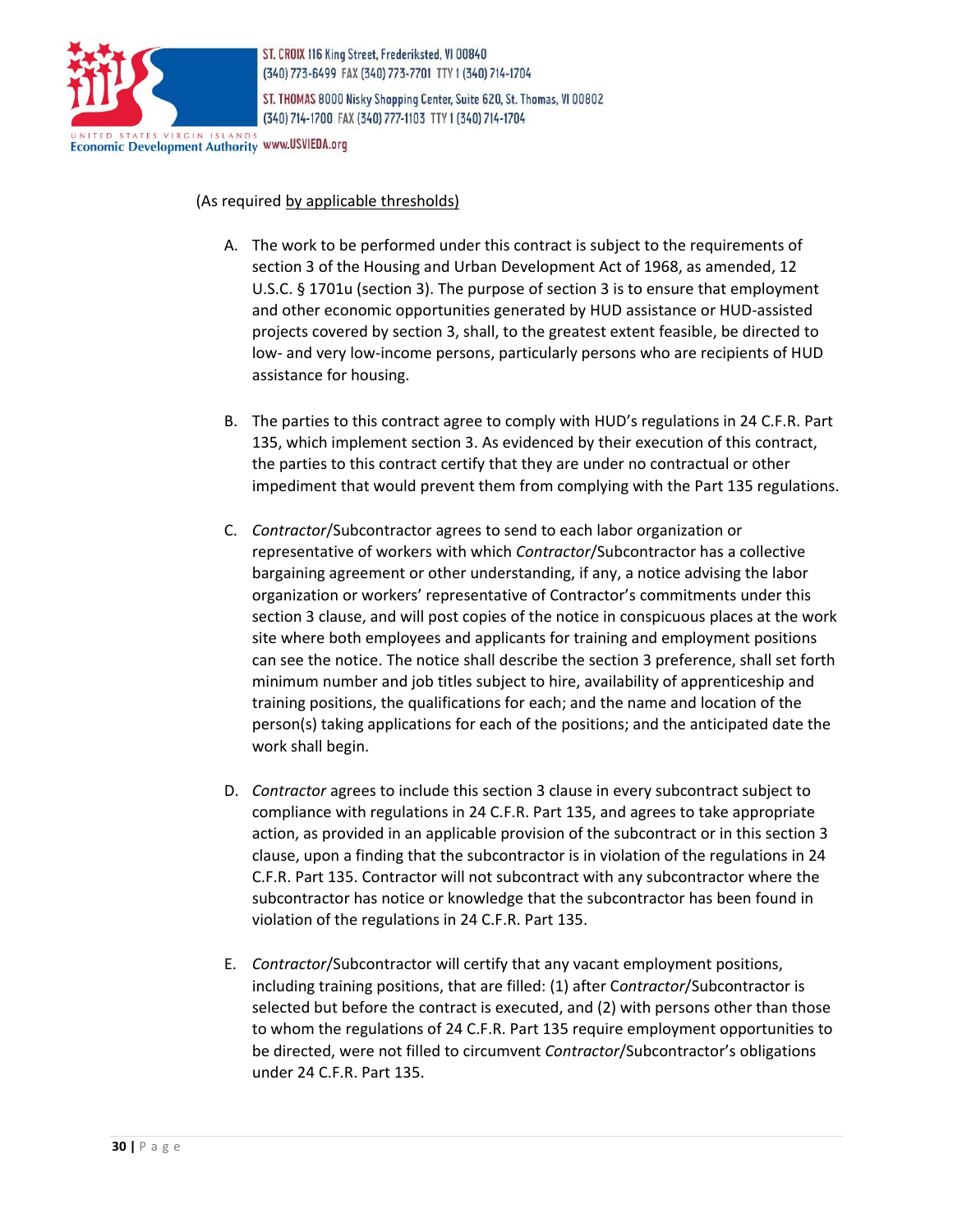(As required by applicable thresholds)

A. The work to be performed under this contract is subject to the requirements of section 3 of the Housing and Urban Development Act of 1968, as amended, 12 U.S.C. § 1701u (section 3). The purpose of section 3 is to ensure that employment and other economic opportunities generated by HUD assistance or HUD-assisted projects covered by section 3, shall, to the greatest extent feasible, be directed to low- and very low-income persons, particularly persons who are recipients of HUD assistance for housing.

B. The parties to this contract agree to comply with HUD's regulations in 24 C.F.R. Part 135, which implement section 3. As evidenced by their execution of this contract, the parties to this contract certify that they are under no contractual or other impediment that would prevent them from complying with the Part 135 regulations.

C. *Contractor*/Subcontractor agrees to send to each labor organization or representative of workers with which *Contractor*/Subcontractor has a collective bargaining agreement or other understanding, if any, a notice advising the labor organization or workers' representative of Contractor's commitments under this section 3 clause, and will post copies of the notice in conspicuous places at the work site where both employees and applicants for training and employment positions can see the notice. The notice shall describe the section 3 preference, shall set forth minimum number and job titles subject to hire, availability of apprenticeship and training positions, the qualifications for each; and the name and location of the person(s) taking applications for each of the positions; and the anticipated date the work shall begin.

D. *Contractor* agrees to include this section 3 clause in every subcontract subject to compliance with regulations in 24 C.F.R. Part 135, and agrees to take appropriate action, as provided in an applicable provision of the subcontract or in this section 3 clause, upon a finding that the subcontractor is in violation of the regulations in 24 C.F.R. Part 135. Contractor will not subcontract with any subcontractor where the subcontractor has notice or knowledge that the subcontractor has been found in violation of the regulations in 24 C.F.R. Part 135.

E. *Contractor*/Subcontractor will certify that any vacant employment positions, including training positions, that are filled: (1) after C*ontractor*/Subcontractor is selected but before the contract is executed, and (2) with persons other than those to whom the regulations of 24 C.F.R. Part 135 require employment opportunities to be directed, were not filled to circumvent *Contractor*/Subcontractor's obligations under 24 C.F.R. Part 135.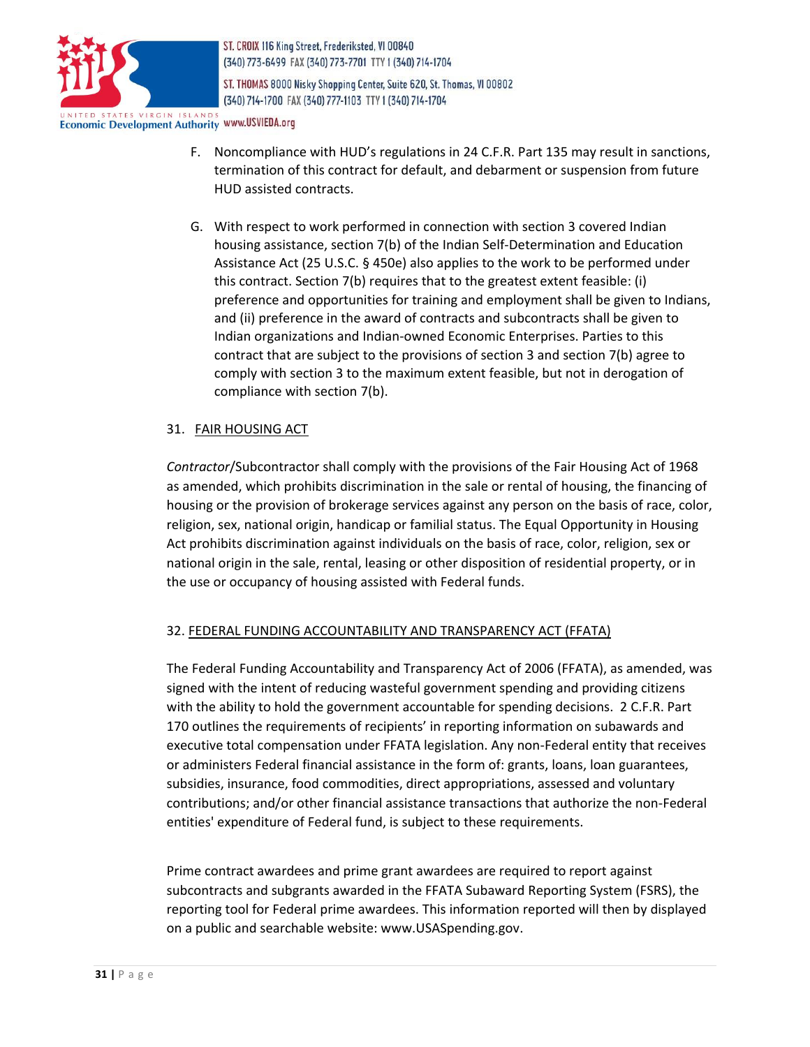F. Noncompliance with HUD's regulations in 24 C.F.R. Part 135 may result in sanctions, termination of this contract for default, and debarment or suspension from future HUD assisted contracts.

G. With respect to work performed in connection with section 3 covered Indian housing assistance, section 7(b) of the Indian Self-Determination and Education Assistance Act (25 U.S.C. § 450e) also applies to the work to be performed under this contract. Section 7(b) requires that to the greatest extent feasible: (i) preference and opportunities for training and employment shall be given to Indians, and (ii) preference in the award of contracts and subcontracts shall be given to Indian organizations and Indian-owned Economic Enterprises. Parties to this contract that are subject to the provisions of section 3 and section 7(b) agree to comply with section 3 to the maximum extent feasible, but not in derogation of compliance with section 7(b).

31. FAIR HOUSING ACT

*Contractor*/Subcontractor shall comply with the provisions of the Fair Housing Act of 1968 as amended, which prohibits discrimination in the sale or rental of housing, the financing of housing or the provision of brokerage services against any person on the basis of race, color, religion, sex, national origin, handicap or familial status. The Equal Opportunity in Housing Act prohibits discrimination against individuals on the basis of race, color, religion, sex or national origin in the sale, rental, leasing or other disposition of residential property, or in the use or occupancy of housing assisted with Federal funds.

32. FEDERAL FUNDING ACCOUNTABILITY AND TRANSPARENCY ACT (FFATA)

The Federal Funding Accountability and Transparency Act of 2006 (FFATA), as amended, was signed with the intent of reducing wasteful government spending and providing citizens with the ability to hold the government accountable for spending decisions. 2 C.F.R. Part 170 outlines the requirements of recipients' in reporting information on subawards and executive total compensation under FFATA legislation. Any non-Federal entity that receives or administers Federal financial assistance in the form of: grants, loans, loan guarantees, subsidies, insurance, food commodities, direct appropriations, assessed and voluntary contributions; and/or other financial assistance transactions that authorize the non-Federal entities' expenditure of Federal fund, is subject to these requirements.

Prime contract awardees and prime grant awardees are required to report against subcontracts and subgrants awarded in the FFATA Subaward Reporting System (FSRS), the reporting tool for Federal prime awardees. This information reported will then by displayed on a public and searchable website: www.USASpending.gov.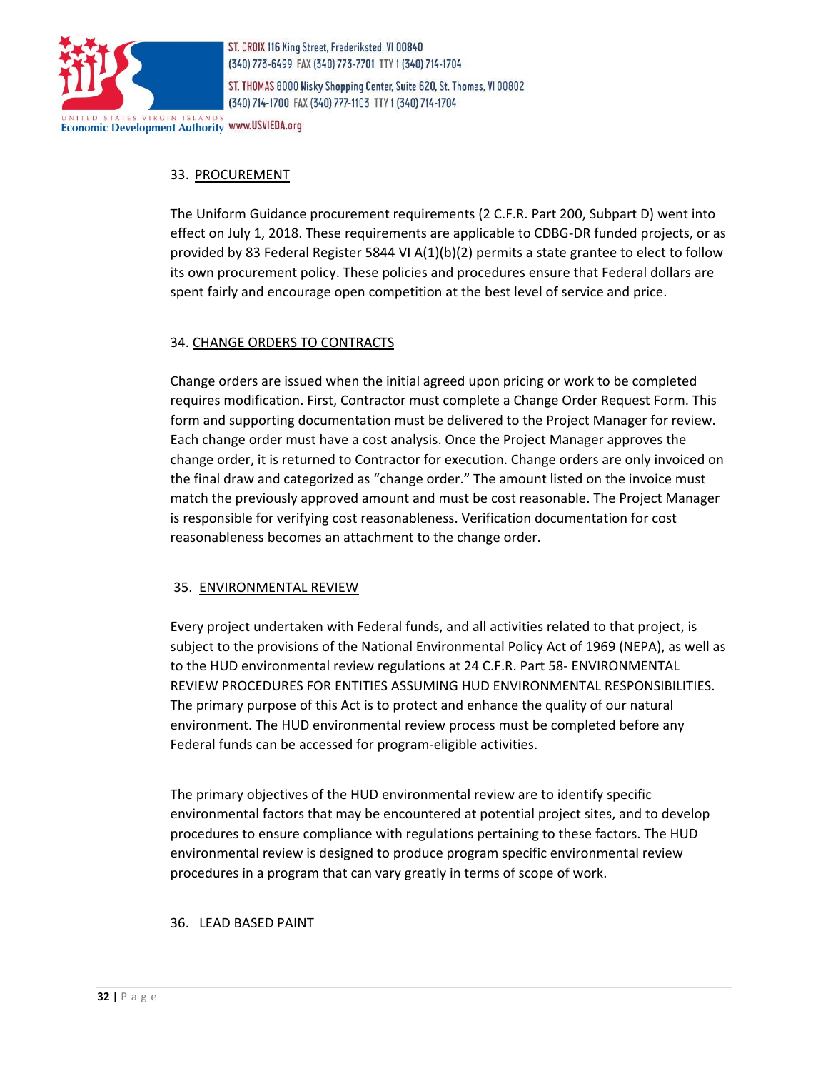## 33. PROCUREMENT

The Uniform Guidance procurement requirements (2 C.F.R. Part 200, Subpart D) went into effect on July 1, 2018. These requirements are applicable to CDBG-DR funded projects, or as provided by 83 Federal Register 5844 VI A(1)(b)(2) permits a state grantee to elect to follow its own procurement policy. These policies and procedures ensure that Federal dollars are spent fairly and encourage open competition at the best level of service and price.

## 34. CHANGE ORDERS TO CONTRACTS

Change orders are issued when the initial agreed upon pricing or work to be completed requires modification. First, Contractor must complete a Change Order Request Form. This form and supporting documentation must be delivered to the Project Manager for review. Each change order must have a cost analysis. Once the Project Manager approves the change order, it is returned to Contractor for execution. Change orders are only invoiced on the final draw and categorized as "change order." The amount listed on the invoice must match the previously approved amount and must be cost reasonable. The Project Manager is responsible for verifying cost reasonableness. Verification documentation for cost reasonableness becomes an attachment to the change order.

## 35. ENVIRONMENTAL REVIEW

Every project undertaken with Federal funds, and all activities related to that project, is subject to the provisions of the National Environmental Policy Act of 1969 (NEPA), as well as to the HUD environmental review regulations at 24 C.F.R. Part 58- ENVIRONMENTAL REVIEW PROCEDURES FOR ENTITIES ASSUMING HUD ENVIRONMENTAL RESPONSIBILITIES. The primary purpose of this Act is to protect and enhance the quality of our natural environment. The HUD environmental review process must be completed before any Federal funds can be accessed for program-eligible activities.

The primary objectives of the HUD environmental review are to identify specific environmental factors that may be encountered at potential project sites, and to develop procedures to ensure compliance with regulations pertaining to these factors. The HUD environmental review is designed to produce program specific environmental review procedures in a program that can vary greatly in terms of scope of work.

## 36. LEAD BASED PAINT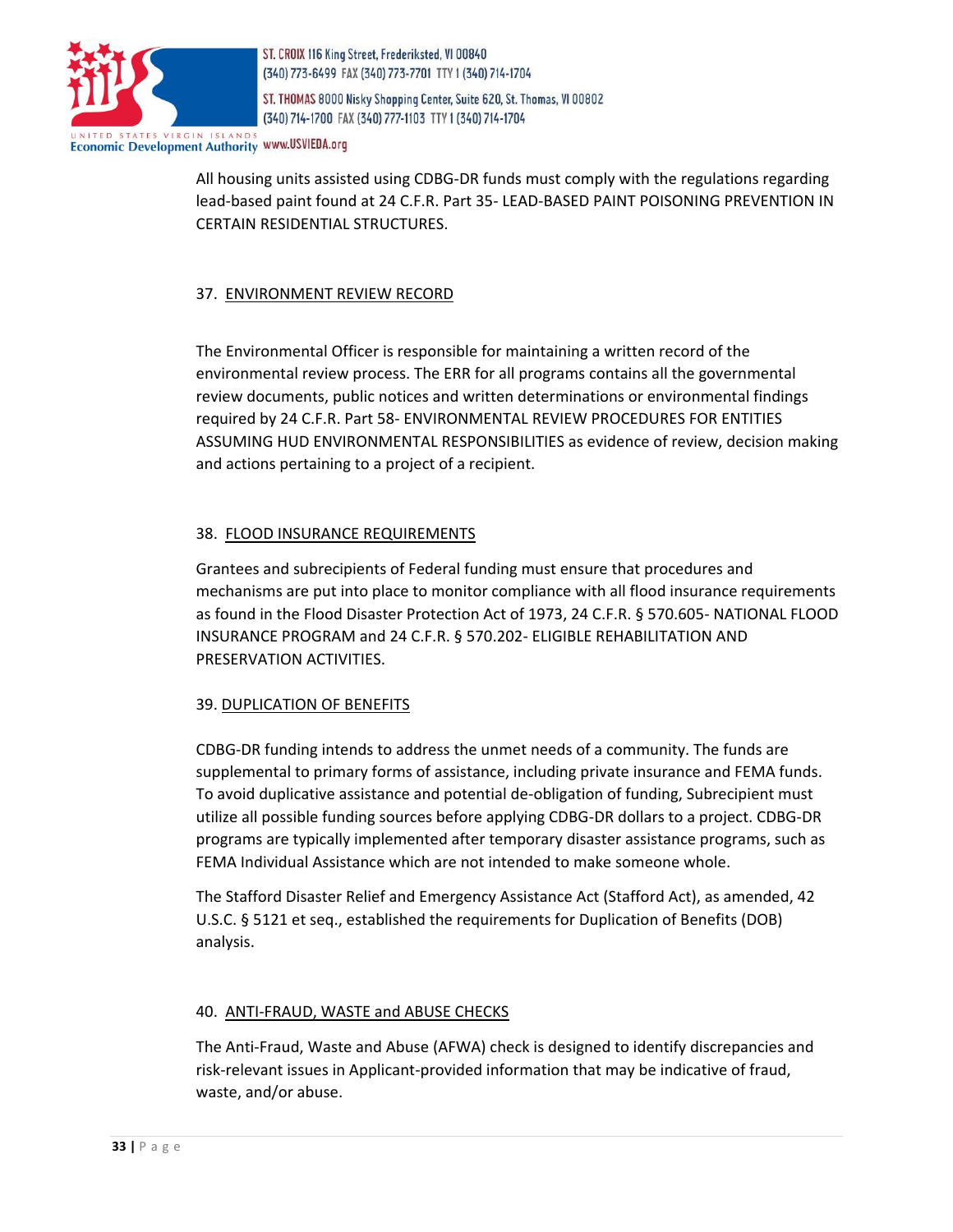All housing units assisted using CDBG-DR funds must comply with the regulations regarding lead-based paint found at 24 C.F.R. Part 35- LEAD-BASED PAINT POISONING PREVENTION IN CERTAIN RESIDENTIAL STRUCTURES.

37. ENVIRONMENT REVIEW RECORD

The Environmental Officer is responsible for maintaining a written record of the environmental review process. The ERR for all programs contains all the governmental review documents, public notices and written determinations or environmental findings required by 24 C.F.R. Part 58- ENVIRONMENTAL REVIEW PROCEDURES FOR ENTITIES ASSUMING HUD ENVIRONMENTAL RESPONSIBILITIES as evidence of review, decision making and actions pertaining to a project of a recipient.

38. FLOOD INSURANCE REQUIREMENTS

Grantees and subrecipients of Federal funding must ensure that procedures and mechanisms are put into place to monitor compliance with all flood insurance requirements as found in the Flood Disaster Protection Act of 1973, 24 C.F.R. § 570.605- NATIONAL FLOOD INSURANCE PROGRAM and 24 C.F.R. § 570.202- ELIGIBLE REHABILITATION AND PRESERVATION ACTIVITIES.

39. DUPLICATION OF BENEFITS

CDBG-DR funding intends to address the unmet needs of a community. The funds are supplemental to primary forms of assistance, including private insurance and FEMA funds. To avoid duplicative assistance and potential de-obligation of funding, Subrecipient must utilize all possible funding sources before applying CDBG-DR dollars to a project. CDBG-DR programs are typically implemented after temporary disaster assistance programs, such as FEMA Individual Assistance which are not intended to make someone whole.

The Stafford Disaster Relief and Emergency Assistance Act (Stafford Act), as amended, 42 U.S.C. § 5121 et seq., established the requirements for Duplication of Benefits (DOB) analysis.

40. ANTI-FRAUD, WASTE and ABUSE CHECKS

The Anti-Fraud, Waste and Abuse (AFWA) check is designed to identify discrepancies and risk-relevant issues in Applicant-provided information that may be indicative of fraud, waste, and/or abuse.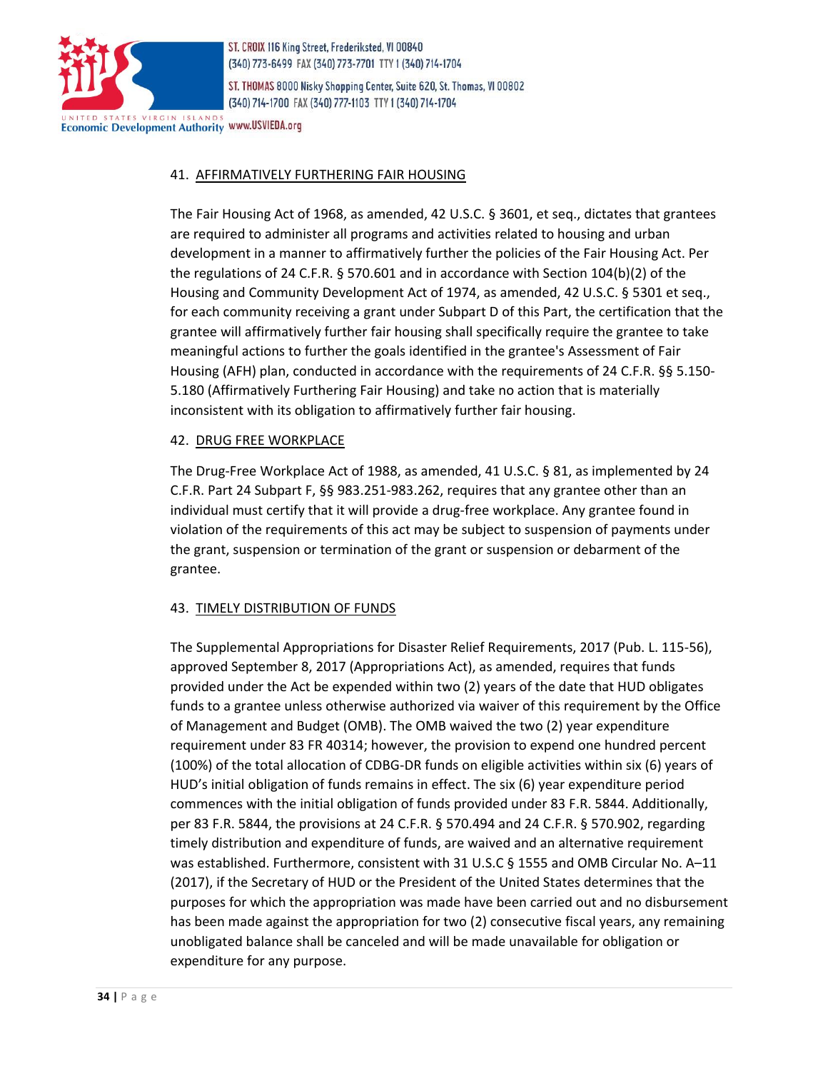## 41. AFFIRMATIVELY FURTHERING FAIR HOUSING

The Fair Housing Act of 1968, as amended, 42 U.S.C. § 3601, et seq., dictates that grantees are required to administer all programs and activities related to housing and urban development in a manner to affirmatively further the policies of the Fair Housing Act. Per the regulations of 24 C.F.R. § 570.601 and in accordance with Section 104(b)(2) of the Housing and Community Development Act of 1974, as amended, 42 U.S.C. § 5301 et seq., for each community receiving a grant under Subpart D of this Part, the certification that the grantee will affirmatively further fair housing shall specifically require the grantee to take meaningful actions to further the goals identified in the grantee's Assessment of Fair Housing (AFH) plan, conducted in accordance with the requirements of 24 C.F.R. §§ 5.150-5.180 (Affirmatively Furthering Fair Housing) and take no action that is materially inconsistent with its obligation to affirmatively further fair housing.

## 42. DRUG FREE WORKPLACE

The Drug-Free Workplace Act of 1988, as amended, 41 U.S.C. § 81, as implemented by 24 C.F.R. Part 24 Subpart F, §§ 983.251-983.262, requires that any grantee other than an individual must certify that it will provide a drug-free workplace. Any grantee found in violation of the requirements of this act may be subject to suspension of payments under the grant, suspension or termination of the grant or suspension or debarment of the grantee.

## 43. TIMELY DISTRIBUTION OF FUNDS

The Supplemental Appropriations for Disaster Relief Requirements, 2017 (Pub. L. 115-56), approved September 8, 2017 (Appropriations Act), as amended, requires that funds provided under the Act be expended within two (2) years of the date that HUD obligates funds to a grantee unless otherwise authorized via waiver of this requirement by the Office of Management and Budget (OMB). The OMB waived the two (2) year expenditure requirement under 83 FR 40314; however, the provision to expend one hundred percent (100%) of the total allocation of CDBG-DR funds on eligible activities within six (6) years of HUD's initial obligation of funds remains in effect. The six (6) year expenditure period commences with the initial obligation of funds provided under 83 F.R. 5844. Additionally, per 83 F.R. 5844, the provisions at 24 C.F.R. § 570.494 and 24 C.F.R. § 570.902, regarding timely distribution and expenditure of funds, are waived and an alternative requirement was established. Furthermore, consistent with 31 U.S.C § 1555 and OMB Circular No. A–11 (2017), if the Secretary of HUD or the President of the United States determines that the purposes for which the appropriation was made have been carried out and no disbursement has been made against the appropriation for two (2) consecutive fiscal years, any remaining unobligated balance shall be canceled and will be made unavailable for obligation or expenditure for any purpose.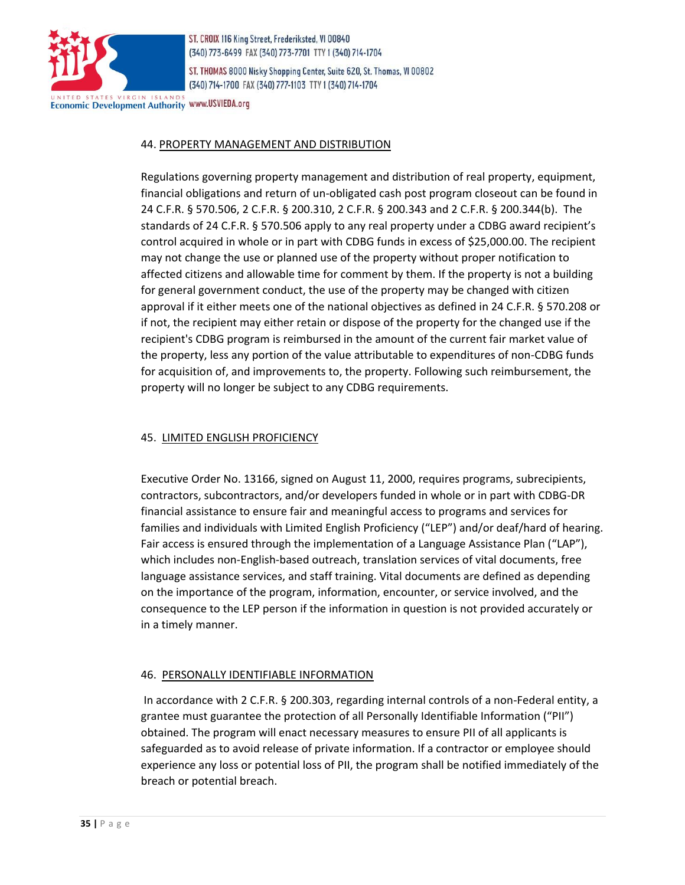## 44. PROPERTY MANAGEMENT AND DISTRIBUTION

Regulations governing property management and distribution of real property, equipment, financial obligations and return of un-obligated cash post program closeout can be found in 24 C.F.R. § 570.506, 2 C.F.R. § 200.310, 2 C.F.R. § 200.343 and 2 C.F.R. § 200.344(b). The standards of 24 C.F.R. § 570.506 apply to any real property under a CDBG award recipient's control acquired in whole or in part with CDBG funds in excess of $25,000.00. The recipient may not change the use or planned use of the property without proper notification to affected citizens and allowable time for comment by them. If the property is not a building for general government conduct, the use of the property may be changed with citizen approval if it either meets one of the national objectives as defined in 24 C.F.R. § 570.208 or if not, the recipient may either retain or dispose of the property for the changed use if the recipient's CDBG program is reimbursed in the amount of the current fair market value of the property, less any portion of the value attributable to expenditures of non-CDBG funds for acquisition of, and improvements to, the property. Following such reimbursement, the property will no longer be subject to any CDBG requirements.

## 45. LIMITED ENGLISH PROFICIENCY

Executive Order No. 13166, signed on August 11, 2000, requires programs, subrecipients, contractors, subcontractors, and/or developers funded in whole or in part with CDBG-DR financial assistance to ensure fair and meaningful access to programs and services for families and individuals with Limited English Proficiency ("LEP") and/or deaf/hard of hearing. Fair access is ensured through the implementation of a Language Assistance Plan ("LAP"), which includes non-English-based outreach, translation services of vital documents, free language assistance services, and staff training. Vital documents are defined as depending on the importance of the program, information, encounter, or service involved, and the consequence to the LEP person if the information in question is not provided accurately or in a timely manner.

## 46. PERSONALLY IDENTIFIABLE INFORMATION

In accordance with 2 C.F.R. § 200.303, regarding internal controls of a non-Federal entity, a grantee must guarantee the protection of all Personally Identifiable Information ("PII") obtained. The program will enact necessary measures to ensure PII of all applicants is safeguarded as to avoid release of private information. If a contractor or employee should experience any loss or potential loss of PII, the program shall be notified immediately of the breach or potential breach.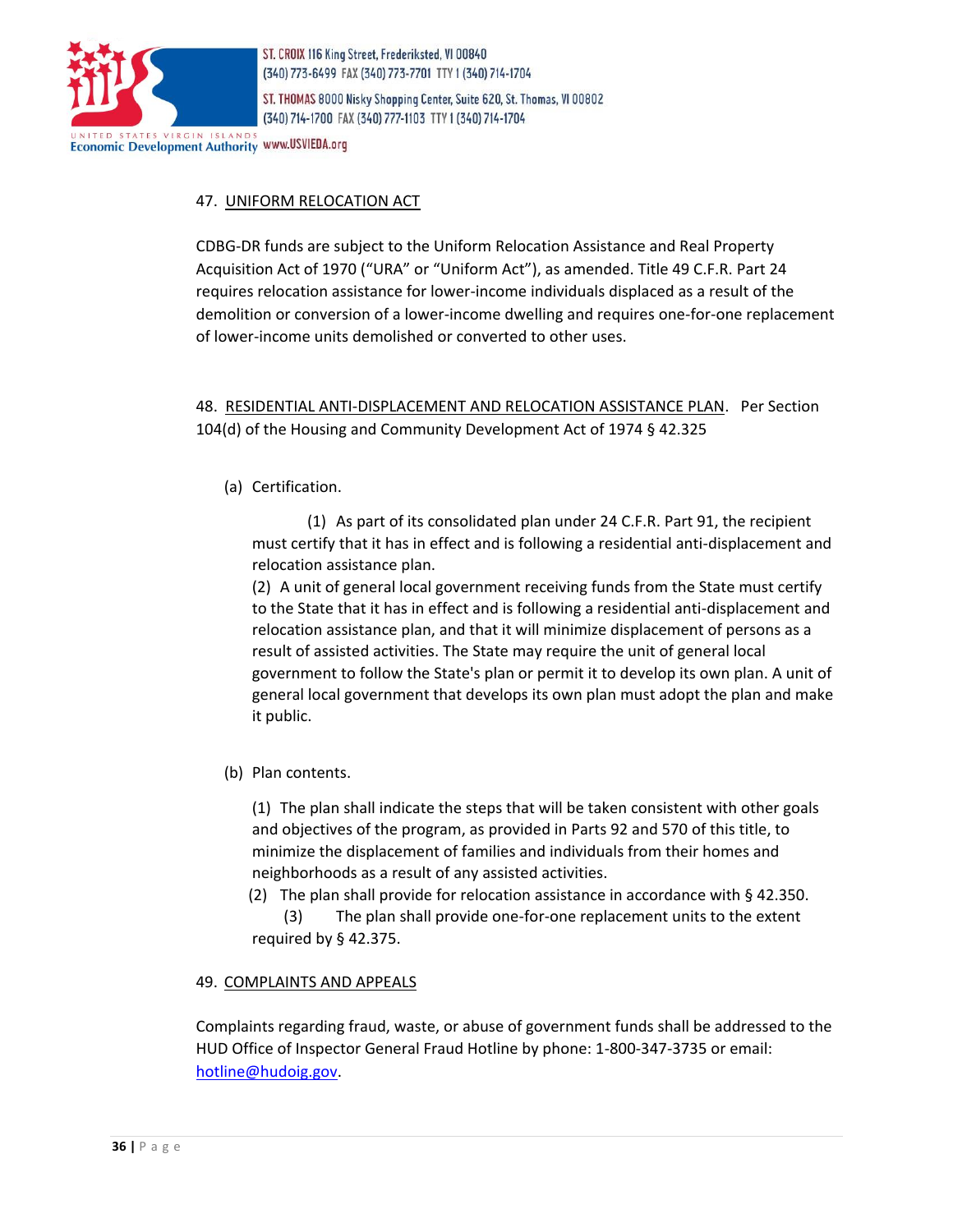47. UNIFORM RELOCATION ACT

CDBG-DR funds are subject to the Uniform Relocation Assistance and Real Property Acquisition Act of 1970 ("URA" or "Uniform Act"), as amended. Title 49 C.F.R. Part 24 requires relocation assistance for lower-income individuals displaced as a result of the demolition or conversion of a lower-income dwelling and requires one-for-one replacement of lower-income units demolished or converted to other uses.

48. RESIDENTIAL ANTI-DISPLACEMENT AND RELOCATION ASSISTANCE PLAN. Per Section 104(d) of the Housing and Community Development Act of 1974 § 42.325

(a) Certification.

(1) As part of its consolidated plan under 24 C.F.R. Part 91, the recipient must certify that it has in effect and is following a residential anti-displacement and relocation assistance plan.

(2) A unit of general local government receiving funds from the State must certify to the State that it has in effect and is following a residential anti-displacement and relocation assistance plan, and that it will minimize displacement of persons as a result of assisted activities. The State may require the unit of general local government to follow the State's plan or permit it to develop its own plan. A unit of general local government that develops its own plan must adopt the plan and make it public.

(b) Plan contents.

(1) The plan shall indicate the steps that will be taken consistent with other goals and objectives of the program, as provided in Parts 92 and 570 of this title, to minimize the displacement of families and individuals from their homes and neighborhoods as a result of any assisted activities.

(2) The plan shall provide for relocation assistance in accordance with § 42.350.

(3) The plan shall provide one-for-one replacement units to the extent required by § 42.375.

49. COMPLAINTS AND APPEALS

Complaints regarding fraud, waste, or abuse of government funds shall be addressed to the HUD Office of Inspector General Fraud Hotline by phone: 1-800-347-3735 or email: hotline@hudoig.gov.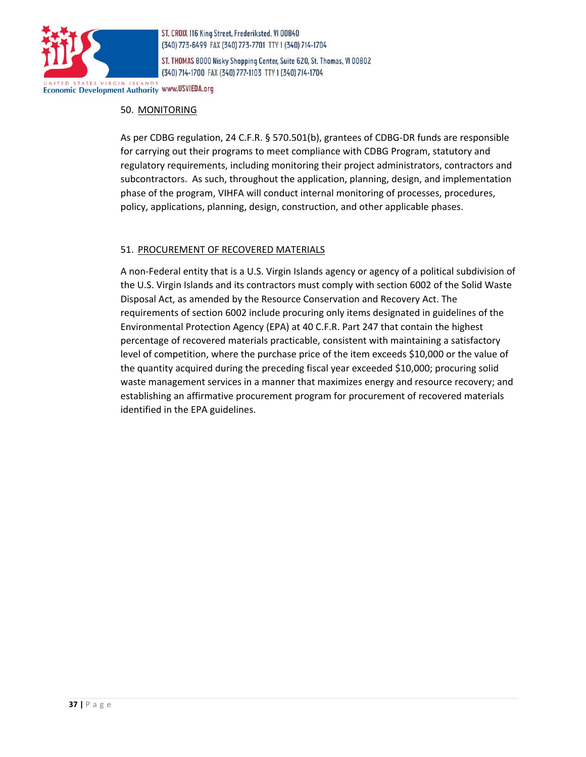## 50. MONITORING

As per CDBG regulation, 24 C.F.R. § 570.501(b), grantees of CDBG-DR funds are responsible for carrying out their programs to meet compliance with CDBG Program, statutory and regulatory requirements, including monitoring their project administrators, contractors and subcontractors. As such, throughout the application, planning, design, and implementation phase of the program, VIHFA will conduct internal monitoring of processes, procedures, policy, applications, planning, design, construction, and other applicable phases.

## 51. PROCUREMENT OF RECOVERED MATERIALS

A non-Federal entity that is a U.S. Virgin Islands agency or agency of a political subdivision of the U.S. Virgin Islands and its contractors must comply with section 6002 of the Solid Waste Disposal Act, as amended by the Resource Conservation and Recovery Act. The requirements of section 6002 include procuring only items designated in guidelines of the Environmental Protection Agency (EPA) at 40 C.F.R. Part 247 that contain the highest percentage of recovered materials practicable, consistent with maintaining a satisfactory level of competition, where the purchase price of the item exceeds $10,000 or the value of the quantity acquired during the preceding fiscal year exceeded $10,000; procuring solid waste management services in a manner that maximizes energy and resource recovery; and establishing an affirmative procurement program for procurement of recovered materials identified in the EPA guidelines.